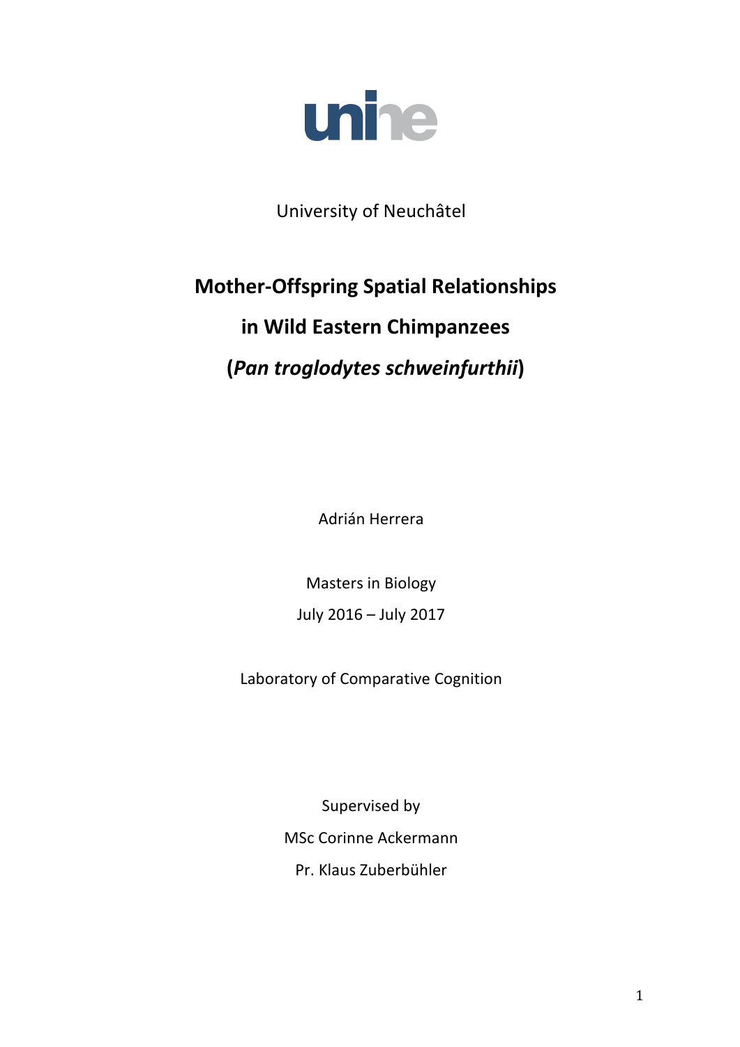unine

University of Neuchâtel

# Mother-Offspring Spatial Relationships in Wild Eastern Chimpanzees (*Pan troglodytes schweinfurthii*)

Adrián Herrera

Masters in Biology

July 2016 – July 2017

Laboratory of Comparative Cognition

Supervised by

MSc Corinne Ackermann

Pr. Klaus Zuberbühler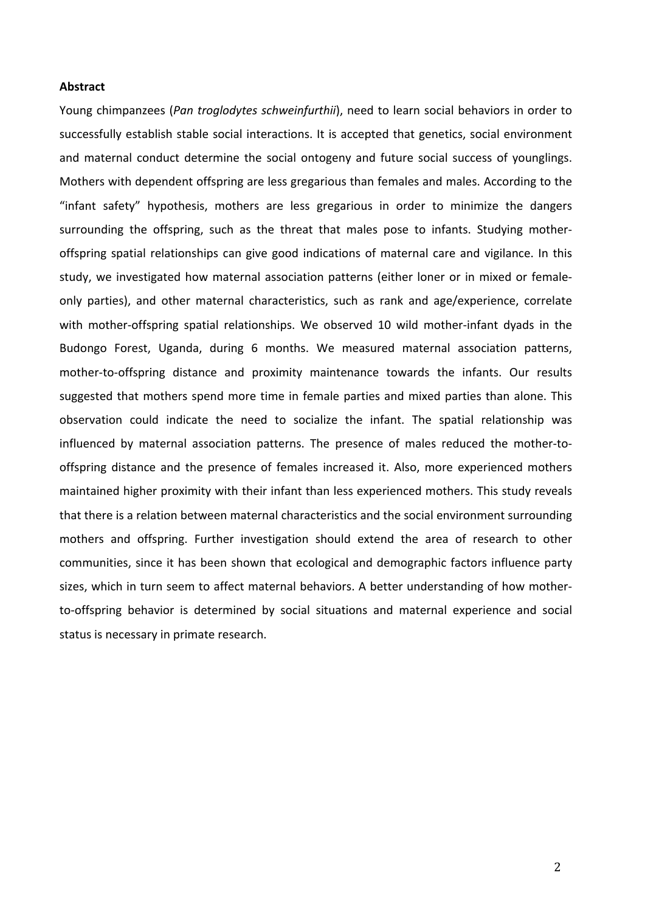**Abstract**

Young chimpanzees (*Pan troglodytes schweinfurthii*), need to learn social behaviors in order to successfully establish stable social interactions. It is accepted that genetics, social environment and maternal conduct determine the social ontogeny and future social success of younglings. Mothers with dependent offspring are less gregarious than females and males. According to the "infant safety" hypothesis, mothers are less gregarious in order to minimize the dangers surrounding the offspring, such as the threat that males pose to infants. Studying mother-offspring spatial relationships can give good indications of maternal care and vigilance. In this study, we investigated how maternal association patterns (either loner or in mixed or female-only parties), and other maternal characteristics, such as rank and age/experience, correlate with mother-offspring spatial relationships. We observed 10 wild mother-infant dyads in the Budongo Forest, Uganda, during 6 months. We measured maternal association patterns, mother-to-offspring distance and proximity maintenance towards the infants. Our results suggested that mothers spend more time in female parties and mixed parties than alone. This observation could indicate the need to socialize the infant. The spatial relationship was influenced by maternal association patterns. The presence of males reduced the mother-to-offspring distance and the presence of females increased it. Also, more experienced mothers maintained higher proximity with their infant than less experienced mothers. This study reveals that there is a relation between maternal characteristics and the social environment surrounding mothers and offspring. Further investigation should extend the area of research to other communities, since it has been shown that ecological and demographic factors influence party sizes, which in turn seem to affect maternal behaviors. A better understanding of how mother-to-offspring behavior is determined by social situations and maternal experience and social status is necessary in primate research.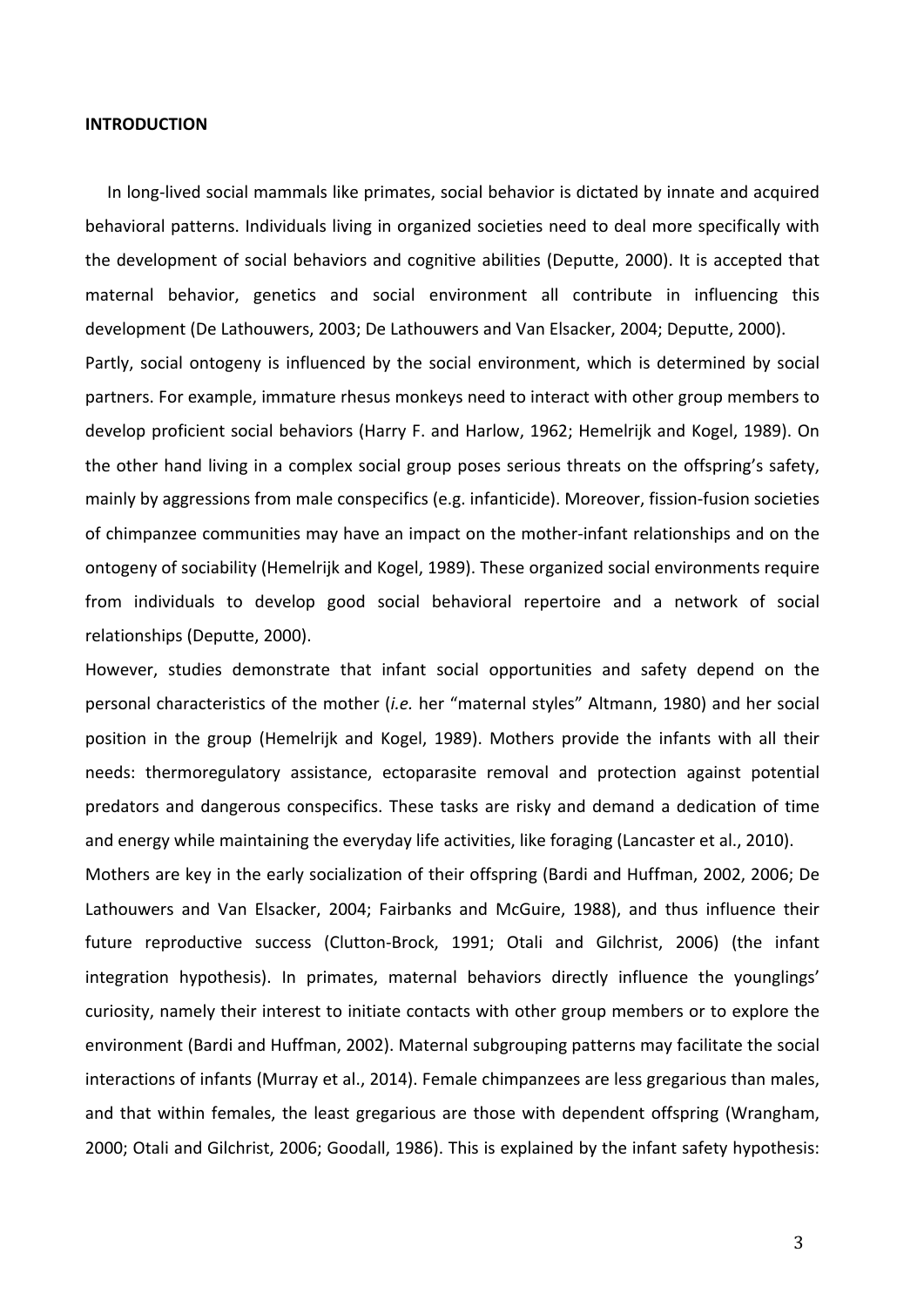**INTRODUCTION**

In long-lived social mammals like primates, social behavior is dictated by innate and acquired behavioral patterns. Individuals living in organized societies need to deal more specifically with the development of social behaviors and cognitive abilities (Deputte, 2000). It is accepted that maternal behavior, genetics and social environment all contribute in influencing this development (De Lathouwers, 2003; De Lathouwers and Van Elsacker, 2004; Deputte, 2000).

Partly, social ontogeny is influenced by the social environment, which is determined by social partners. For example, immature rhesus monkeys need to interact with other group members to develop proficient social behaviors (Harry F. and Harlow, 1962; Hemelrijk and Kogel, 1989). On the other hand living in a complex social group poses serious threats on the offspring's safety, mainly by aggressions from male conspecifics (e.g. infanticide). Moreover, fission-fusion societies of chimpanzee communities may have an impact on the mother-infant relationships and on the ontogeny of sociability (Hemelrijk and Kogel, 1989). These organized social environments require from individuals to develop good social behavioral repertoire and a network of social relationships (Deputte, 2000).

However, studies demonstrate that infant social opportunities and safety depend on the personal characteristics of the mother (*i.e.* her "maternal styles" Altmann, 1980) and her social position in the group (Hemelrijk and Kogel, 1989). Mothers provide the infants with all their needs: thermoregulatory assistance, ectoparasite removal and protection against potential predators and dangerous conspecifics. These tasks are risky and demand a dedication of time and energy while maintaining the everyday life activities, like foraging (Lancaster et al., 2010).

Mothers are key in the early socialization of their offspring (Bardi and Huffman, 2002, 2006; De Lathouwers and Van Elsacker, 2004; Fairbanks and McGuire, 1988), and thus influence their future reproductive success (Clutton-Brock, 1991; Otali and Gilchrist, 2006) (the infant integration hypothesis). In primates, maternal behaviors directly influence the younglings' curiosity, namely their interest to initiate contacts with other group members or to explore the environment (Bardi and Huffman, 2002). Maternal subgrouping patterns may facilitate the social interactions of infants (Murray et al., 2014). Female chimpanzees are less gregarious than males, and that within females, the least gregarious are those with dependent offspring (Wrangham, 2000; Otali and Gilchrist, 2006; Goodall, 1986). This is explained by the infant safety hypothesis: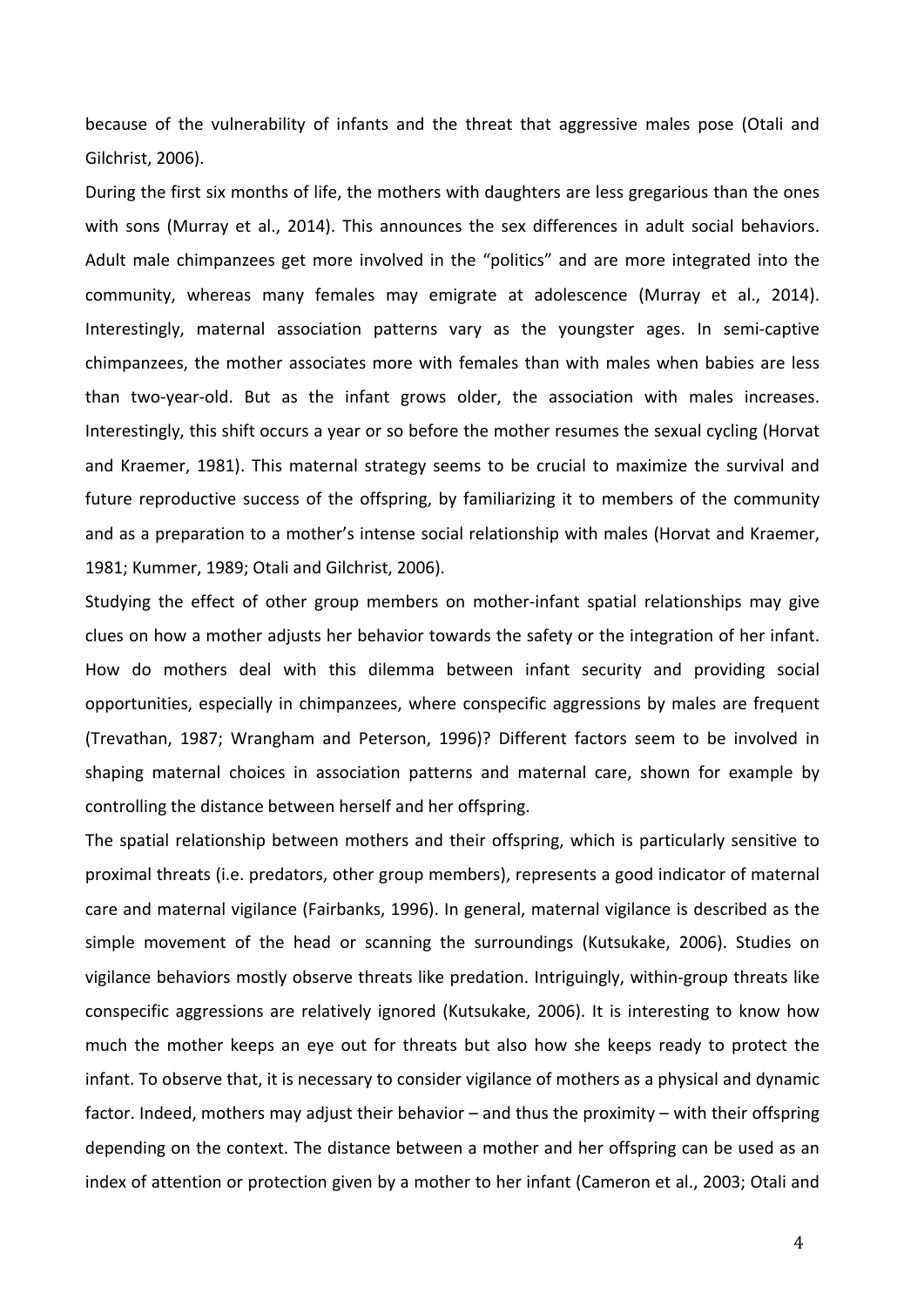because of the vulnerability of infants and the threat that aggressive males pose (Otali and Gilchrist, 2006).

During the first six months of life, the mothers with daughters are less gregarious than the ones with sons (Murray et al., 2014). This announces the sex differences in adult social behaviors. Adult male chimpanzees get more involved in the "politics" and are more integrated into the community, whereas many females may emigrate at adolescence (Murray et al., 2014). Interestingly, maternal association patterns vary as the youngster ages. In semi-captive chimpanzees, the mother associates more with females than with males when babies are less than two-year-old. But as the infant grows older, the association with males increases. Interestingly, this shift occurs a year or so before the mother resumes the sexual cycling (Horvat and Kraemer, 1981). This maternal strategy seems to be crucial to maximize the survival and future reproductive success of the offspring, by familiarizing it to members of the community and as a preparation to a mother's intense social relationship with males (Horvat and Kraemer, 1981; Kummer, 1989; Otali and Gilchrist, 2006).

Studying the effect of other group members on mother-infant spatial relationships may give clues on how a mother adjusts her behavior towards the safety or the integration of her infant. How do mothers deal with this dilemma between infant security and providing social opportunities, especially in chimpanzees, where conspecific aggressions by males are frequent (Trevathan, 1987; Wrangham and Peterson, 1996)? Different factors seem to be involved in shaping maternal choices in association patterns and maternal care, shown for example by controlling the distance between herself and her offspring.

The spatial relationship between mothers and their offspring, which is particularly sensitive to proximal threats (i.e. predators, other group members), represents a good indicator of maternal care and maternal vigilance (Fairbanks, 1996). In general, maternal vigilance is described as the simple movement of the head or scanning the surroundings (Kutsukake, 2006). Studies on vigilance behaviors mostly observe threats like predation. Intriguingly, within-group threats like conspecific aggressions are relatively ignored (Kutsukake, 2006). It is interesting to know how much the mother keeps an eye out for threats but also how she keeps ready to protect the infant. To observe that, it is necessary to consider vigilance of mothers as a physical and dynamic factor. Indeed, mothers may adjust their behavior – and thus the proximity – with their offspring depending on the context. The distance between a mother and her offspring can be used as an index of attention or protection given by a mother to her infant (Cameron et al., 2003; Otali and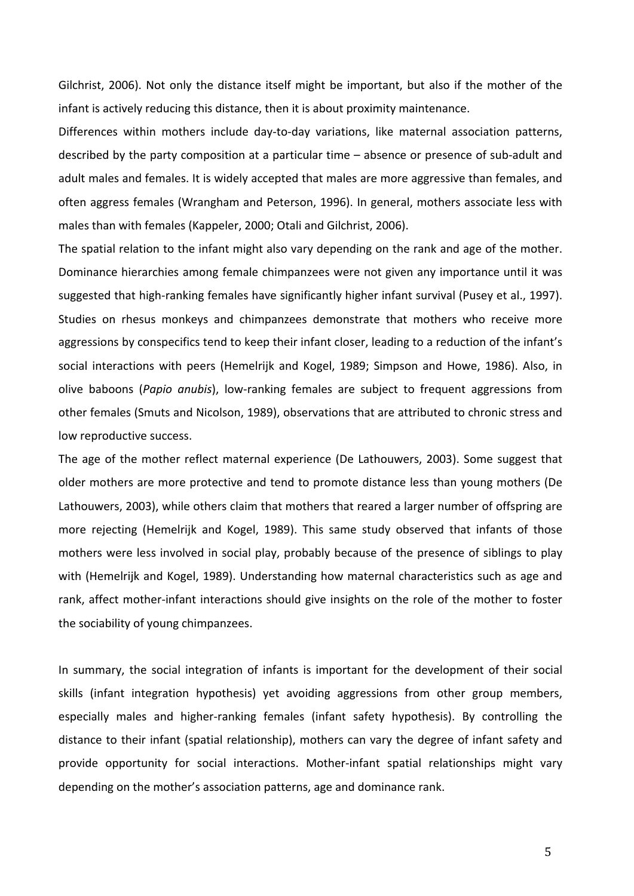Gilchrist, 2006). Not only the distance itself might be important, but also if the mother of the infant is actively reducing this distance, then it is about proximity maintenance.

Differences within mothers include day-to-day variations, like maternal association patterns, described by the party composition at a particular time – absence or presence of sub-adult and adult males and females. It is widely accepted that males are more aggressive than females, and often aggress females (Wrangham and Peterson, 1996). In general, mothers associate less with males than with females (Kappeler, 2000; Otali and Gilchrist, 2006).

The spatial relation to the infant might also vary depending on the rank and age of the mother. Dominance hierarchies among female chimpanzees were not given any importance until it was suggested that high-ranking females have significantly higher infant survival (Pusey et al., 1997). Studies on rhesus monkeys and chimpanzees demonstrate that mothers who receive more aggressions by conspecifics tend to keep their infant closer, leading to a reduction of the infant's social interactions with peers (Hemelrijk and Kogel, 1989; Simpson and Howe, 1986). Also, in olive baboons (*Papio anubis*), low-ranking females are subject to frequent aggressions from other females (Smuts and Nicolson, 1989), observations that are attributed to chronic stress and low reproductive success.

The age of the mother reflect maternal experience (De Lathouwers, 2003). Some suggest that older mothers are more protective and tend to promote distance less than young mothers (De Lathouwers, 2003), while others claim that mothers that reared a larger number of offspring are more rejecting (Hemelrijk and Kogel, 1989). This same study observed that infants of those mothers were less involved in social play, probably because of the presence of siblings to play with (Hemelrijk and Kogel, 1989). Understanding how maternal characteristics such as age and rank, affect mother-infant interactions should give insights on the role of the mother to foster the sociability of young chimpanzees.

In summary, the social integration of infants is important for the development of their social skills (infant integration hypothesis) yet avoiding aggressions from other group members, especially males and higher-ranking females (infant safety hypothesis). By controlling the distance to their infant (spatial relationship), mothers can vary the degree of infant safety and provide opportunity for social interactions. Mother-infant spatial relationships might vary depending on the mother's association patterns, age and dominance rank.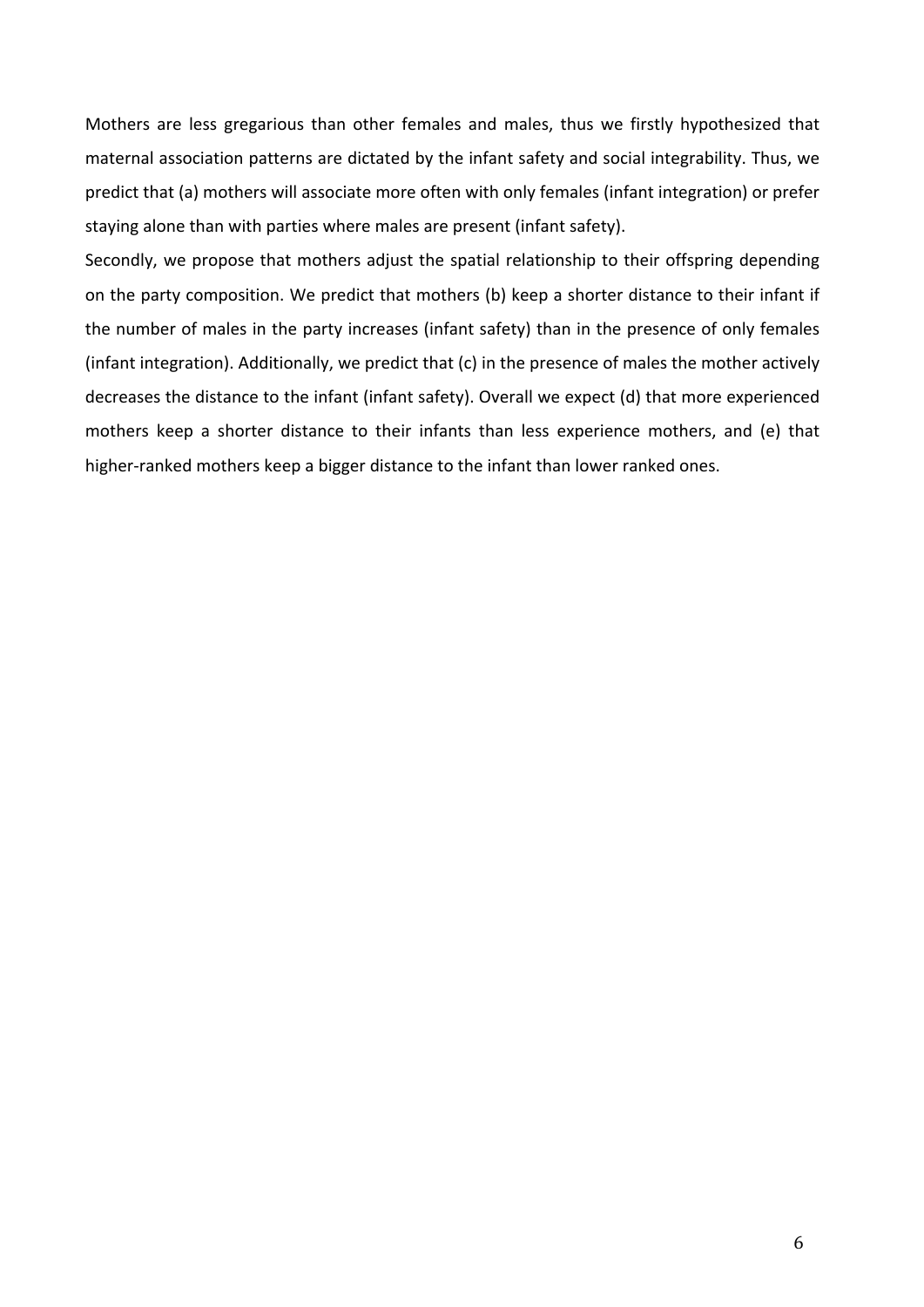Mothers are less gregarious than other females and males, thus we firstly hypothesized that maternal association patterns are dictated by the infant safety and social integrability. Thus, we predict that (a) mothers will associate more often with only females (infant integration) or prefer staying alone than with parties where males are present (infant safety).

Secondly, we propose that mothers adjust the spatial relationship to their offspring depending on the party composition. We predict that mothers (b) keep a shorter distance to their infant if the number of males in the party increases (infant safety) than in the presence of only females (infant integration). Additionally, we predict that (c) in the presence of males the mother actively decreases the distance to the infant (infant safety). Overall we expect (d) that more experienced mothers keep a shorter distance to their infants than less experience mothers, and (e) that higher-ranked mothers keep a bigger distance to the infant than lower ranked ones.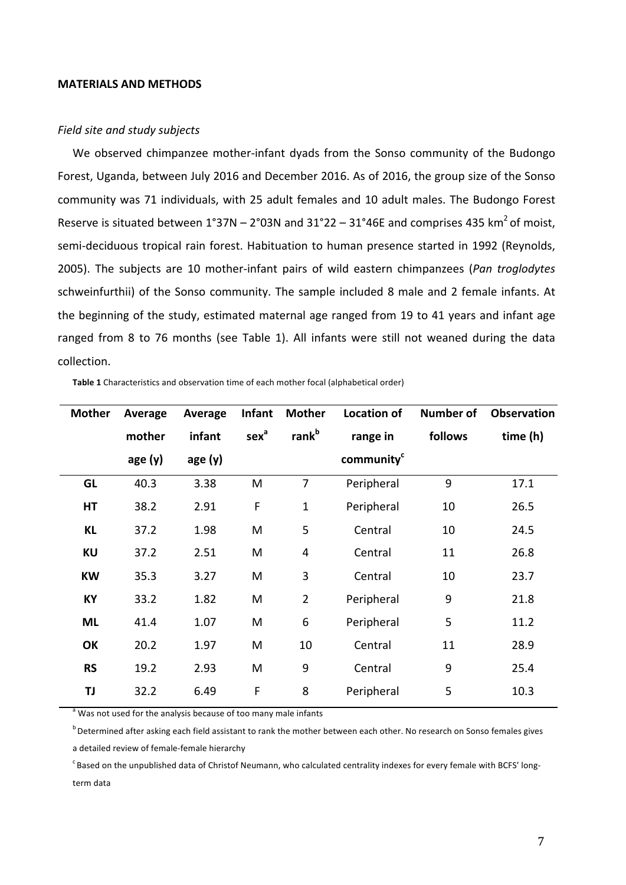## MATERIALS AND METHODS

### *Field site and study subjects*

We observed chimpanzee mother-infant dyads from the Sonso community of the Budongo Forest, Uganda, between July 2016 and December 2016. As of 2016, the group size of the Sonso community was 71 individuals, with 25 adult females and 10 adult males. The Budongo Forest Reserve is situated between 1°37N – 2°03N and 31°22 – 31°46E and comprises 435 $km^2$ of moist, semi-deciduous tropical rain forest. Habituation to human presence started in 1992 (Reynolds, 2005). The subjects are 10 mother-infant pairs of wild eastern chimpanzees (*Pan troglodytes* schweinfurthii) of the Sonso community. The sample included 8 male and 2 female infants. At the beginning of the study, estimated maternal age ranged from 19 to 41 years and infant age ranged from 8 to 76 months (see Table 1). All infants were still not weaned during the data collection.

**Table 1** Characteristics and observation time of each mother focal (alphabetical order)

| Mother | Average mother age (y) | Average infant age (y) | Infant sex[a] | Mother rank[b] | Location of range in community[c] | Number of follows | Observation time (h) |
|---|---|---|---|---|---|---|---|
| **GL** | 40.3 | 3.38 | M | 7 | Peripheral | 9 | 17.1 |
| **HT** | 38.2 | 2.91 | F | 1 | Peripheral | 10 | 26.5 |
| **KL** | 37.2 | 1.98 | M | 5 | Central | 10 | 24.5 |
| **KU** | 37.2 | 2.51 | M | 4 | Central | 11 | 26.8 |
| **KW** | 35.3 | 3.27 | M | 3 | Central | 10 | 23.7 |
| **KY** | 33.2 | 1.82 | M | 2 | Peripheral | 9 | 21.8 |
| **ML** | 41.4 | 1.07 | M | 6 | Peripheral | 5 | 11.2 |
| **OK** | 20.2 | 1.97 | M | 10 | Central | 11 | 28.9 |
| **RS** | 19.2 | 2.93 | M | 9 | Central | 9 | 25.4 |
| **TJ** | 32.2 | 6.49 | F | 8 | Peripheral | 5 | 10.3 |

[a] Was not used for the analysis because of too many male infants

[b] Determined after asking each field assistant to rank the mother between each other. No research on Sonso females gives a detailed review of female-female hierarchy

[c] Based on the unpublished data of Christof Neumann, who calculated centrality indexes for every female with BCFS' long-term data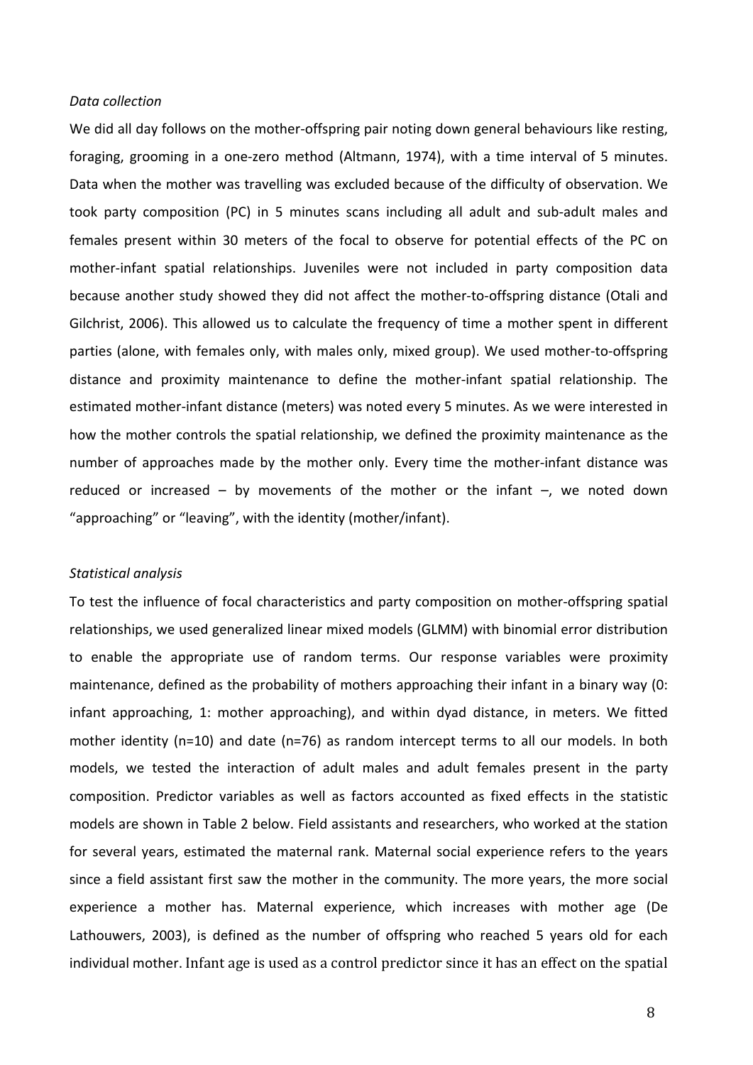*Data collection*

We did all day follows on the mother-offspring pair noting down general behaviours like resting, foraging, grooming in a one-zero method (Altmann, 1974), with a time interval of 5 minutes. Data when the mother was travelling was excluded because of the difficulty of observation. We took party composition (PC) in 5 minutes scans including all adult and sub-adult males and females present within 30 meters of the focal to observe for potential effects of the PC on mother-infant spatial relationships. Juveniles were not included in party composition data because another study showed they did not affect the mother-to-offspring distance (Otali and Gilchrist, 2006). This allowed us to calculate the frequency of time a mother spent in different parties (alone, with females only, with males only, mixed group). We used mother-to-offspring distance and proximity maintenance to define the mother-infant spatial relationship. The estimated mother-infant distance (meters) was noted every 5 minutes. As we were interested in how the mother controls the spatial relationship, we defined the proximity maintenance as the number of approaches made by the mother only. Every time the mother-infant distance was reduced or increased – by movements of the mother or the infant –, we noted down "approaching" or "leaving", with the identity (mother/infant).

*Statistical analysis*

To test the influence of focal characteristics and party composition on mother-offspring spatial relationships, we used generalized linear mixed models (GLMM) with binomial error distribution to enable the appropriate use of random terms. Our response variables were proximity maintenance, defined as the probability of mothers approaching their infant in a binary way (0: infant approaching, 1: mother approaching), and within dyad distance, in meters. We fitted mother identity (n=10) and date (n=76) as random intercept terms to all our models. In both models, we tested the interaction of adult males and adult females present in the party composition. Predictor variables as well as factors accounted as fixed effects in the statistic models are shown in Table 2 below. Field assistants and researchers, who worked at the station for several years, estimated the maternal rank. Maternal social experience refers to the years since a field assistant first saw the mother in the community. The more years, the more social experience a mother has. Maternal experience, which increases with mother age (De Lathouwers, 2003), is defined as the number of offspring who reached 5 years old for each individual mother. Infant age is used as a control predictor since it has an effect on the spatial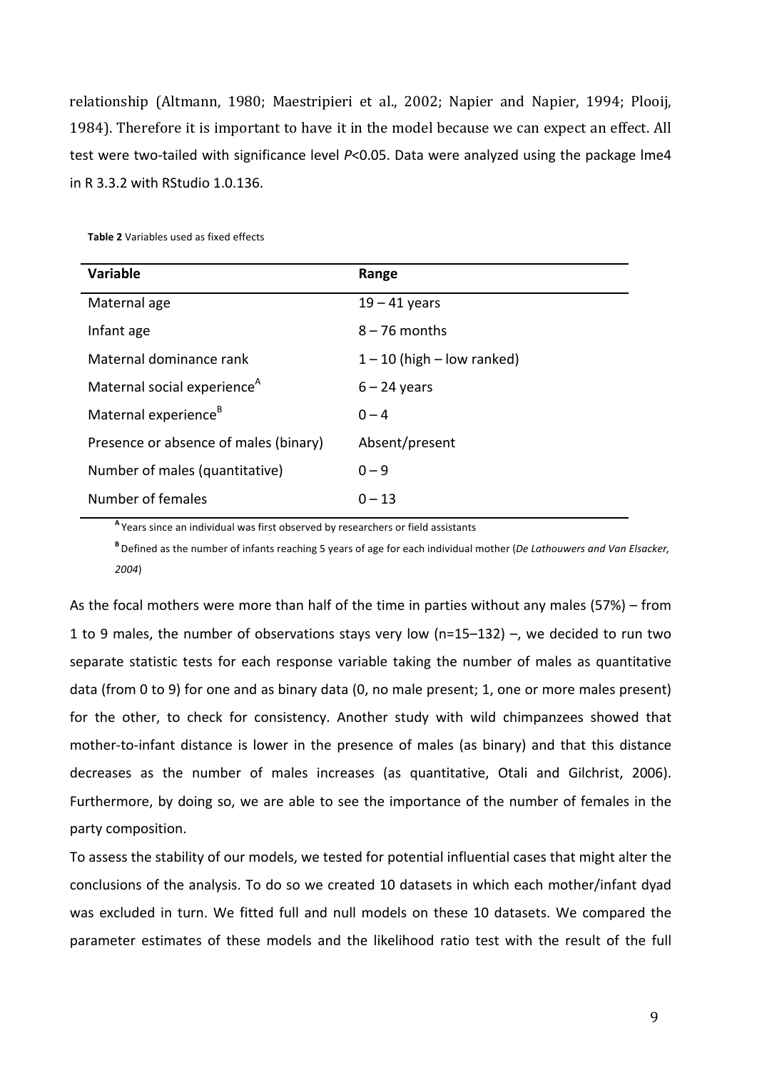relationship (Altmann, 1980; Maestripieri et al., 2002; Napier and Napier, 1994; Plooij, 1984). Therefore it is important to have it in the model because we can expect an effect. All test were two-tailed with significance level *P*<0.05. Data were analyzed using the package lme4 in R 3.3.2 with RStudio 1.0.136.

**Table 2** Variables used as fixed effects

| Variable | Range |
|---|---|
| Maternal age | 19 – 41 years |
| Infant age | 8 – 76 months |
| Maternal dominance rank | 1 – 10 (high – low ranked) |
| Maternal social experience[A] | 6 – 24 years |
| Maternal experience[B] | 0 – 4 |
| Presence or absence of males (binary) | Absent/present |
| Number of males (quantitative) | 0 – 9 |
| Number of females | 0 – 13 |

[A] Years since an individual was first observed by researchers or field assistants

[B] Defined as the number of infants reaching 5 years of age for each individual mother (*De Lathouwers and Van Elsacker, 2004*)

As the focal mothers were more than half of the time in parties without any males (57%) – from 1 to 9 males, the number of observations stays very low (n=15–132) –, we decided to run two separate statistic tests for each response variable taking the number of males as quantitative data (from 0 to 9) for one and as binary data (0, no male present; 1, one or more males present) for the other, to check for consistency. Another study with wild chimpanzees showed that mother-to-infant distance is lower in the presence of males (as binary) and that this distance decreases as the number of males increases (as quantitative, Otali and Gilchrist, 2006). Furthermore, by doing so, we are able to see the importance of the number of females in the party composition.

To assess the stability of our models, we tested for potential influential cases that might alter the conclusions of the analysis. To do so we created 10 datasets in which each mother/infant dyad was excluded in turn. We fitted full and null models on these 10 datasets. We compared the parameter estimates of these models and the likelihood ratio test with the result of the full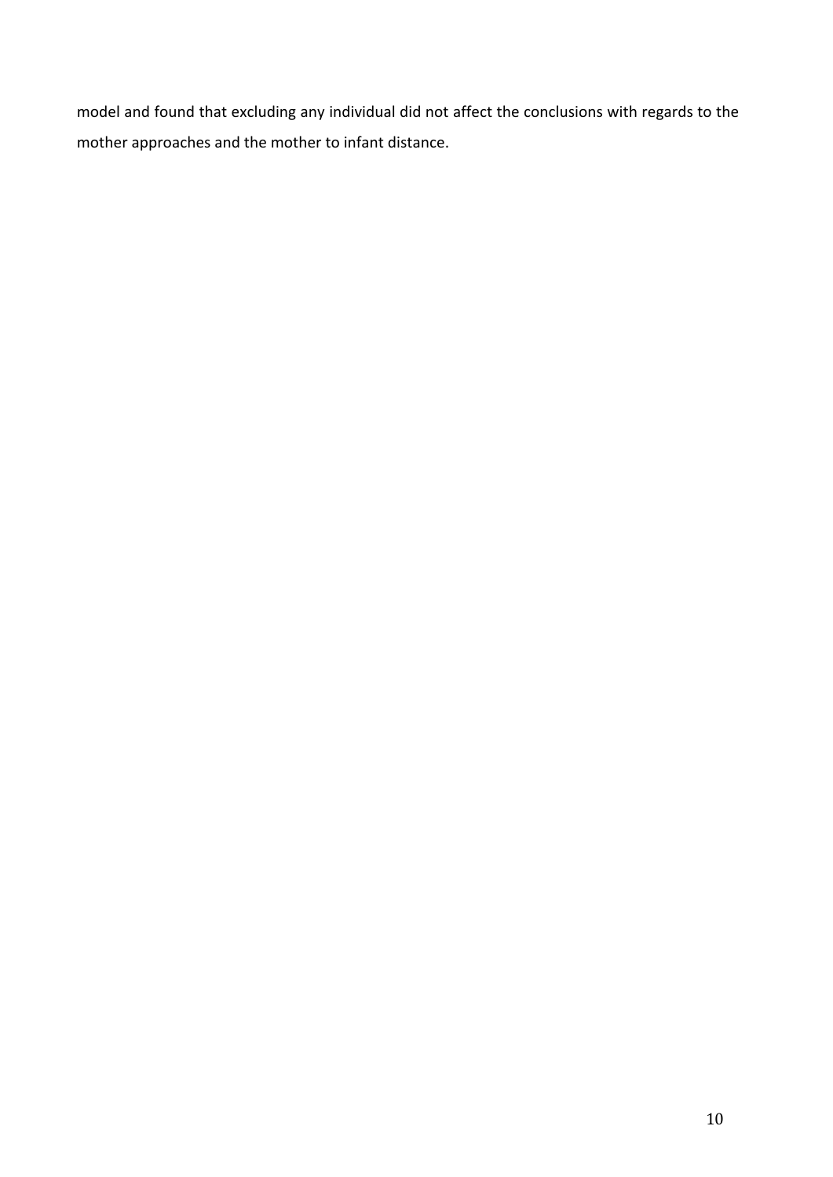model and found that excluding any individual did not affect the conclusions with regards to the mother approaches and the mother to infant distance.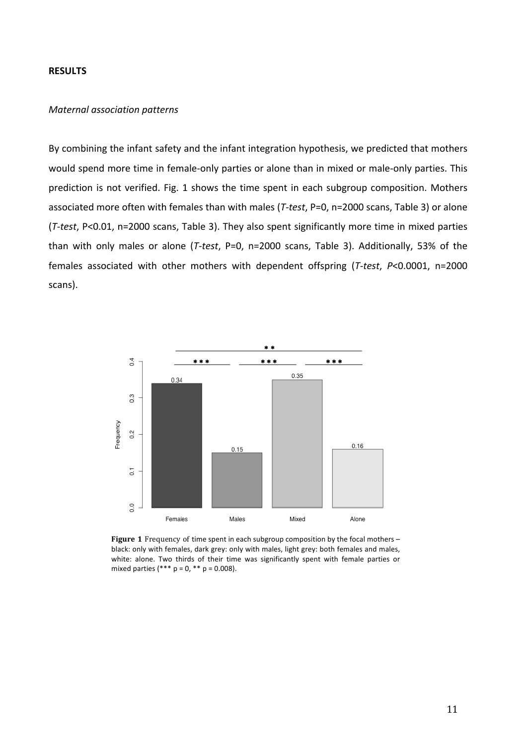## RESULTS

### *Maternal association patterns*

By combining the infant safety and the infant integration hypothesis, we predicted that mothers would spend more time in female-only parties or alone than in mixed or male-only parties. This prediction is not verified. Fig. 1 shows the time spent in each subgroup composition. Mothers associated more often with females than with males (*T-test*, P=0, n=2000 scans, Table 3) or alone (*T-test*, P<0.01, n=2000 scans, Table 3). They also spent significantly more time in mixed parties than with only males or alone (*T-test*, P=0, n=2000 scans, Table 3). Additionally, 53% of the females associated with other mothers with dependent offspring (*T-test*, *P*<0.0001, n=2000 scans).

**Figure 1** Frequency of time spent in each subgroup composition by the focal mothers – black: only with females, dark grey: only with males, light grey: both females and males, white: alone. Two thirds of their time was significantly spent with female parties or mixed parties (*** p = 0, ** p = 0.008).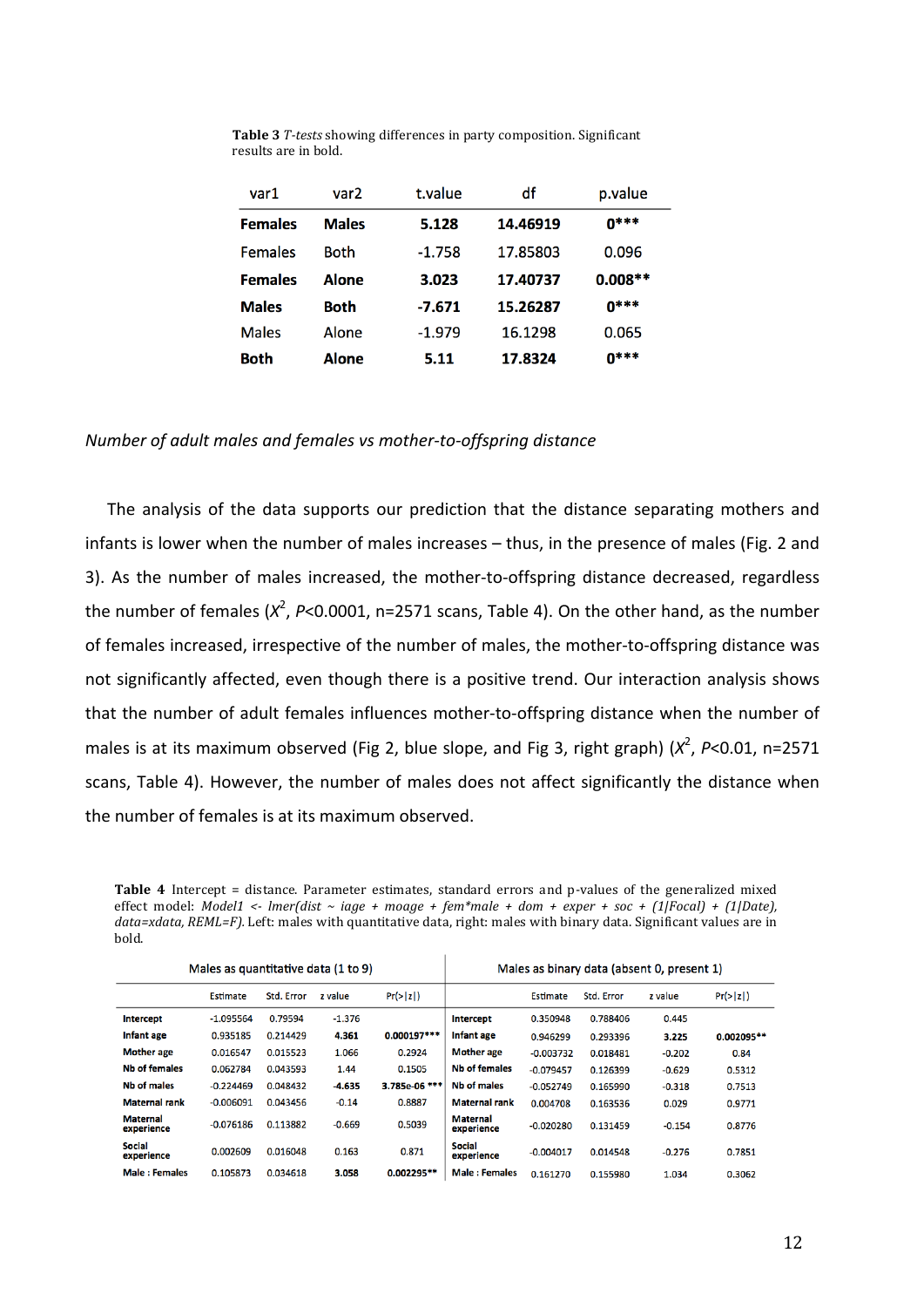**Table 3** *T-tests* showing differences in party composition. Significant results are in bold.

| var1 | var2 | t.value | df | p.value |
|---|---|---|---|---|
| **Females** | **Males** | **5.128** | **14.46919** | **0*****|
| Females | Both | -1.758 | 17.85803 | 0.096 |
| **Females** | **Alone** | **3.023** | **17.40737** | **0.008**** |
| **Males** | **Both** | **-7.671** | **15.26287** | **0***** |
| Males | Alone | -1.979 | 16.1298 | 0.065 |
| **Both** | **Alone** | **5.11** | **17.8324** | **0***** |

*Number of adult males and females vs mother-to-offspring distance*

The analysis of the data supports our prediction that the distance separating mothers and infants is lower when the number of males increases – thus, in the presence of males (Fig. 2 and 3). As the number of males increased, the mother-to-offspring distance decreased, regardless the number of females ($X^2$, $P<0.0001$, n=2571 scans, Table 4). On the other hand, as the number of females increased, irrespective of the number of males, the mother-to-offspring distance was not significantly affected, even though there is a positive trend. Our interaction analysis shows that the number of adult females influences mother-to-offspring distance when the number of males is at its maximum observed (Fig 2, blue slope, and Fig 3, right graph) ($X^2$, $P<0.01$, n=2571 scans, Table 4). However, the number of males does not affect significantly the distance when the number of females is at its maximum observed.

**Table 4** Intercept = distance. Parameter estimates, standard errors and p-values of the generalized mixed effect model: *Model1 <- lmer(dist ~ iage + moage + fem*male + dom + exper + soc + (1|Focal) + (1|Date), data=xdata, REML=F).* Left: males with quantitative data, right: males with binary data. Significant values are in bold.

| Males as quantitative data (1 to 9) | | | | | Males as binary data (absent 0, present 1) | | | | |
|---|---|---|---|---|---|---|---|---|---|
| | Estimate | Std. Error | z value | Pr(>\|z\|) | | Estimate | Std. Error | z value | Pr(>\|z\|) |
| **Intercept** | -1.095564 | 0.79594 | -1.376 | | **Intercept** | 0.350948 | 0.788406 | 0.445 | |
| **Infant age** | 0.935185 | 0.214429 | **4.361** | **0.000197***** | **Infant age** | 0.946299 | 0.293396 | **3.225** | **0.002095**** |
| **Mother age** | 0.016547 | 0.015523 | 1.066 | 0.2924 | **Mother age** | -0.003732 | 0.018481 | -0.202 | 0.84 |
| **Nb of females** | 0.062784 | 0.043593 | 1.44 | 0.1505 | **Nb of females** | -0.079457 | 0.126399 | -0.629 | 0.5312 |
| **Nb of males** | -0.224469 | 0.048432 | **-4.635** | **3.785e-06 ***** | **Nb of males** | -0.052749 | 0.165990 | -0.318 | 0.7513 |
| **Maternal rank** | -0.006091 | 0.043456 | -0.14 | 0.8887 | **Maternal rank** | 0.004708 | 0.163536 | 0.029 | 0.9771 |
| **Maternal experience** | -0.076186 | 0.113882 | -0.669 | 0.5039 | **Maternal experience** | -0.020280 | 0.131459 | -0.154 | 0.8776 |
| **Social experience** | 0.002609 | 0.016048 | 0.163 | 0.871 | **Social experience** | -0.004017 | 0.014548 | -0.276 | 0.7851 |
| **Male : Females** | 0.105873 | 0.034618 | **3.058** | **0.002295**** | **Male : Females** | 0.161270 | 0.155980 | 1.034 | 0.3062 |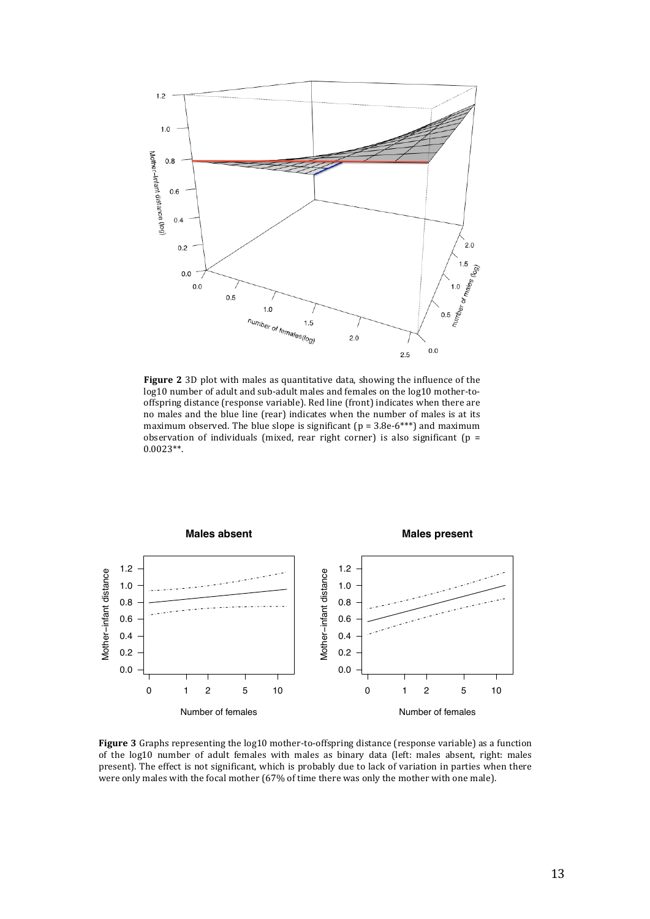**Figure 2** 3D plot with males as quantitative data, showing the influence of the log10 number of adult and sub-adult males and females on the log10 mother-to-offspring distance (response variable). Red line (front) indicates when there are no males and the blue line (rear) indicates when the number of males is at its maximum observed. The blue slope is significant (p = 3.8e-6***) and maximum observation of individuals (mixed, rear right corner) is also significant (p = 0.0023**.

**Figure 3** Graphs representing the log10 mother-to-offspring distance (response variable) as a function of the log10 number of adult females with males as binary data (left: males absent, right: males present). The effect is not significant, which is probably due to lack of variation in parties when there were only males with the focal mother (67% of time there was only the mother with one male).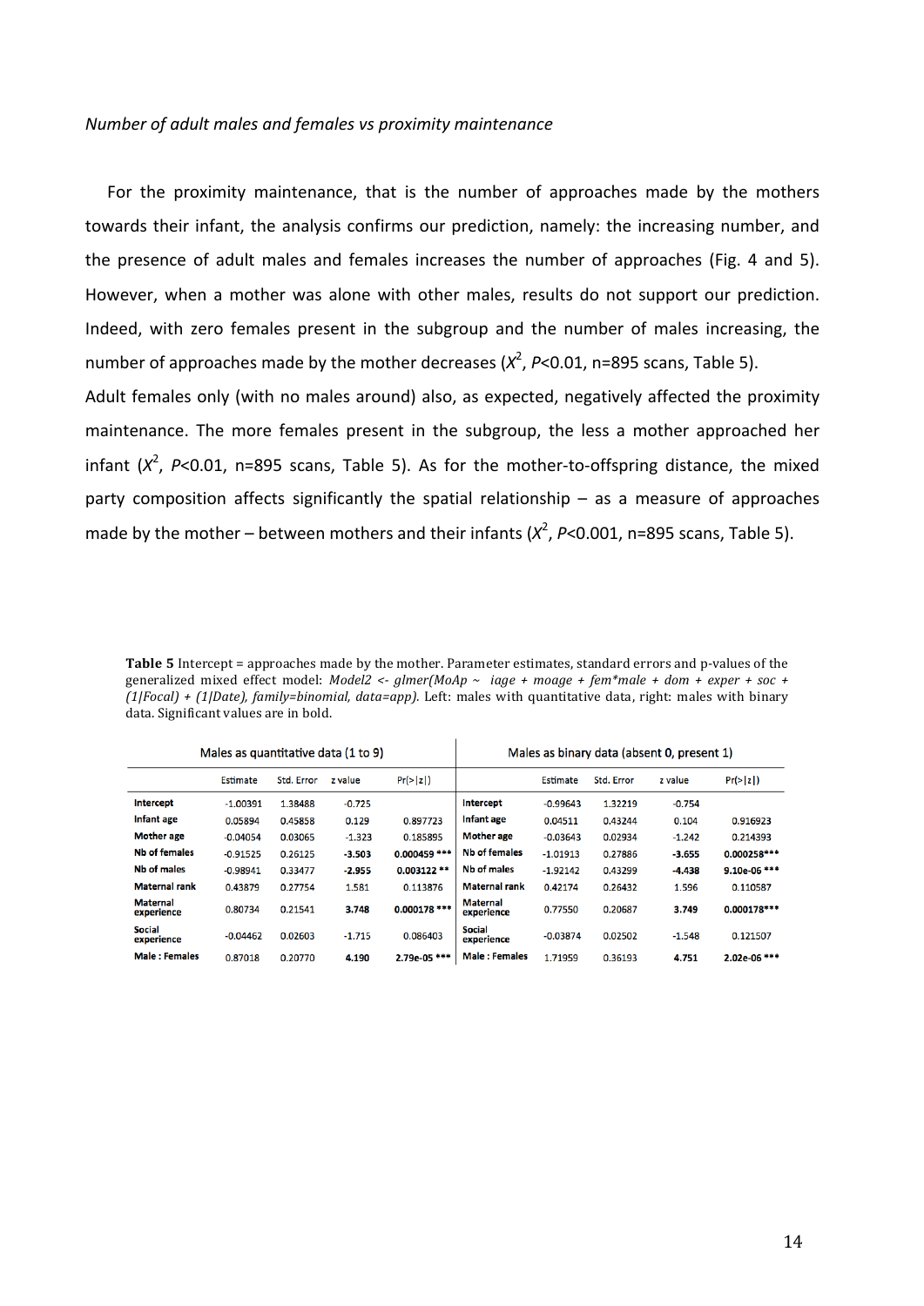*Number of adult males and females vs proximity maintenance*

For the proximity maintenance, that is the number of approaches made by the mothers towards their infant, the analysis confirms our prediction, namely: the increasing number, and the presence of adult males and females increases the number of approaches (Fig. 4 and 5). However, when a mother was alone with other males, results do not support our prediction. Indeed, with zero females present in the subgroup and the number of males increasing, the number of approaches made by the mother decreases ($X^2$, *P*<0.01, n=895 scans, Table 5).
Adult females only (with no males around) also, as expected, negatively affected the proximity maintenance. The more females present in the subgroup, the less a mother approached her infant ($X^2$, *P*<0.01, n=895 scans, Table 5). As for the mother-to-offspring distance, the mixed party composition affects significantly the spatial relationship – as a measure of approaches made by the mother – between mothers and their infants ($X^2$, *P*<0.001, n=895 scans, Table 5).

**Table 5** Intercept = approaches made by the mother. Parameter estimates, standard errors and p-values of the generalized mixed effect model: *Model2 <- glmer(MoAp ~ iage + moage + fem*male + dom + exper + soc + (1|Focal) + (1|Date), family=binomial, data=app).* Left: males with quantitative data, right: males with binary data. Significant values are in bold.

| Males as quantitative data (1 to 9) | | | | | Males as binary data (absent 0, present 1) | | | | |
|---|---|---|---|---|---|---|---|---|---|
| | Estimate | Std. Error | z value | Pr(>\|z\|) | | Estimate | Std. Error | z value | Pr(>\|z\|) |
| **Intercept** | -1.00391 | 1.38488 | -0.725 | | **Intercept** | -0.99643 | 1.32219 | -0.754 | |
| **Infant age** | 0.05894 | 0.45858 | 0.129 | 0.897723 | **Infant age** | 0.04511 | 0.43244 | 0.104 | 0.916923 |
| **Mother age** | -0.04054 | 0.03065 | -1.323 | 0.185895 | **Mother age** | -0.03643 | 0.02934 | -1.242 | 0.214393 |
| **Nb of females** | -0.91525 | 0.26125 | **-3.503** | **0.000459 \*\*\*** | **Nb of females** | -1.01913 | 0.27886 | **-3.655** | **0.000258\*\*\*** |
| **Nb of males** | -0.98941 | 0.33477 | **-2.955** | **0.003122 \*\*** | **Nb of males** | -1.92142 | 0.43299 | **-4.438** | **9.10e-06 \*\*\*** |
| **Maternal rank** | 0.43879 | 0.27754 | 1.581 | 0.113876 | **Maternal rank** | 0.42174 | 0.26432 | 1.596 | 0.110587 |
| **Maternal experience** | 0.80734 | 0.21541 | **3.748** | **0.000178 \*\*\*** | **Maternal experience** | 0.77550 | 0.20687 | **3.749** | **0.000178\*\*\*** |
| **Social experience** | -0.04462 | 0.02603 | -1.715 | 0.086403 | **Social experience** | -0.03874 | 0.02502 | -1.548 | 0.121507 |
| **Male : Females** | 0.87018 | 0.20770 | **4.190** | **2.79e-05 \*\*\*** | **Male : Females** | 1.71959 | 0.36193 | **4.751** | **2.02e-06 \*\*\*** |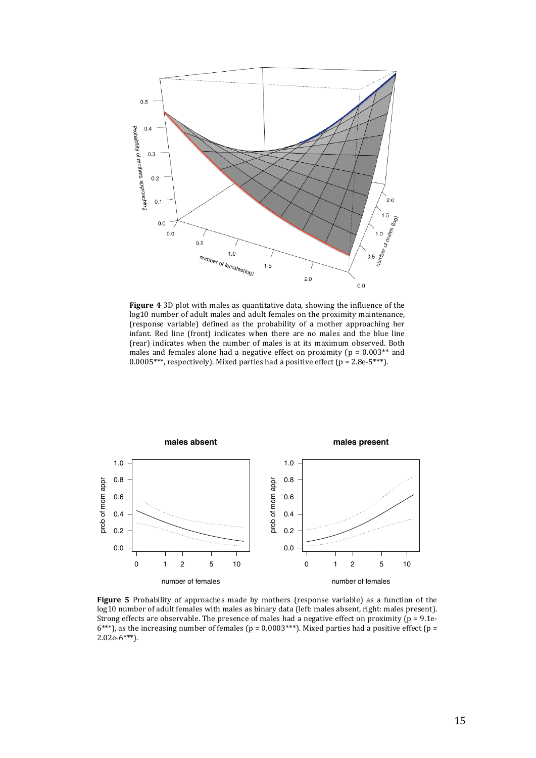**Figure 4** 3D plot with males as quantitative data, showing the influence of the log10 number of adult males and adult females on the proximity maintenance, (response variable) defined as the probability of a mother approaching her infant. Red line (front) indicates when there are no males and the blue line (rear) indicates when the number of males is at its maximum observed. Both males and females alone had a negative effect on proximity ($p = 0.003$** and 0.0005***, respectively). Mixed parties had a positive effect ($p = 2.8e\text{-}5$***).

**Figure 5** Probability of approaches made by mothers (response variable) as a function of the log10 number of adult females with males as binary data (left: males absent, right: males present). Strong effects are observable. The presence of males had a negative effect on proximity ($p = 9.1e\text{-}6$***), as the increasing number of females ($p = 0.0003$***). Mixed parties had a positive effect ($p = 2.02e\text{-}6$***).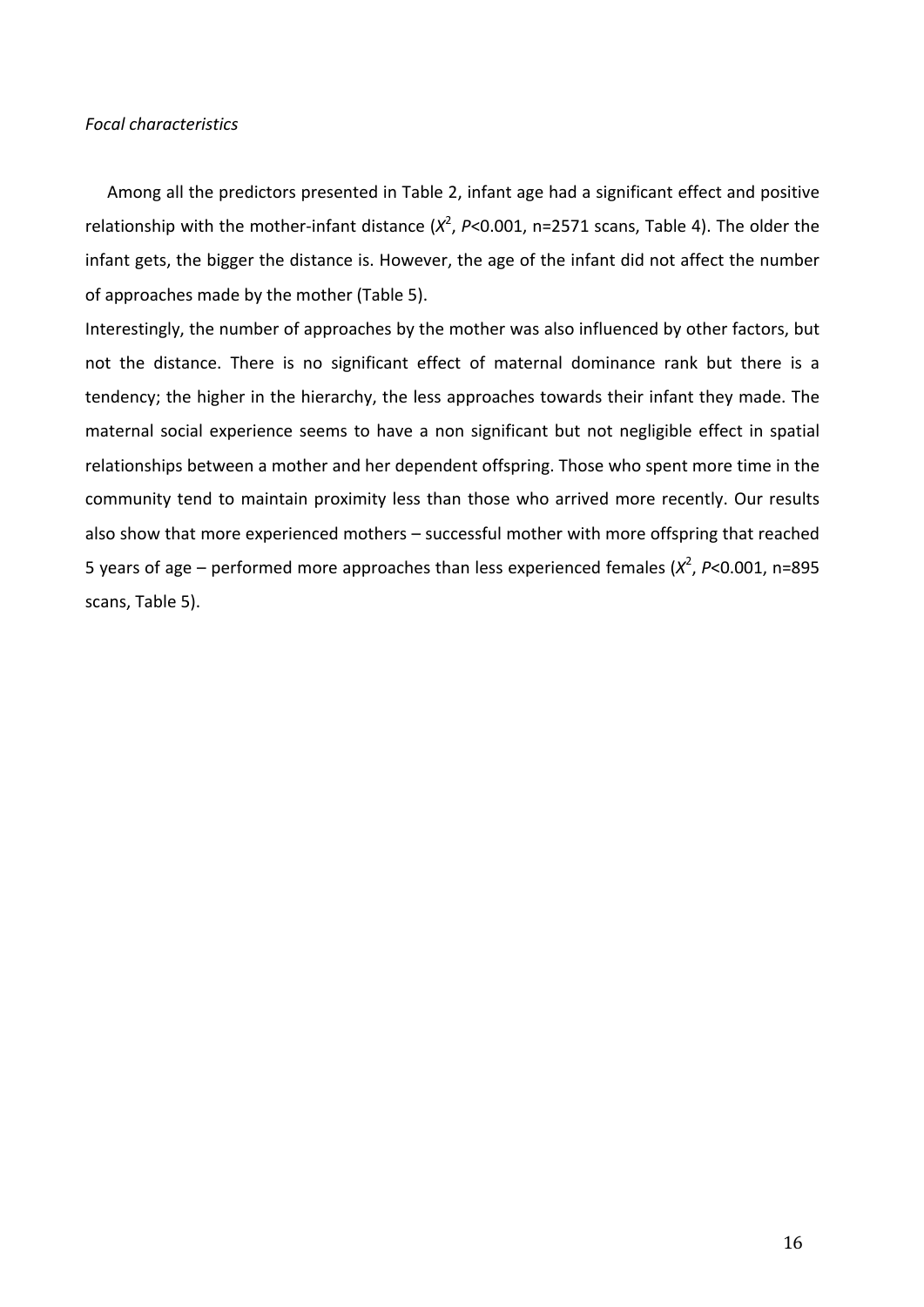*Focal characteristics*

Among all the predictors presented in Table 2, infant age had a significant effect and positive relationship with the mother-infant distance ($X^2$, $P$<0.001, n=2571 scans, Table 4). The older the infant gets, the bigger the distance is. However, the age of the infant did not affect the number of approaches made by the mother (Table 5).

Interestingly, the number of approaches by the mother was also influenced by other factors, but not the distance. There is no significant effect of maternal dominance rank but there is a tendency; the higher in the hierarchy, the less approaches towards their infant they made. The maternal social experience seems to have a non significant but not negligible effect in spatial relationships between a mother and her dependent offspring. Those who spent more time in the community tend to maintain proximity less than those who arrived more recently. Our results also show that more experienced mothers – successful mother with more offspring that reached 5 years of age – performed more approaches than less experienced females ($X^2$, $P$<0.001, n=895 scans, Table 5).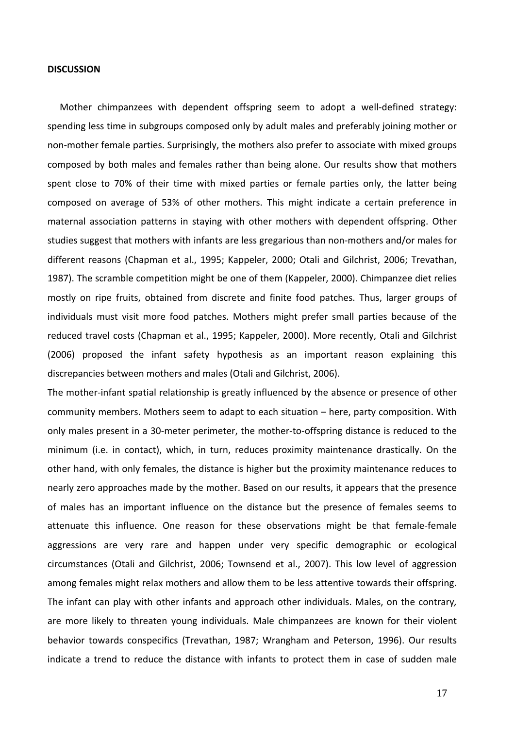**DISCUSSION**

Mother chimpanzees with dependent offspring seem to adopt a well-defined strategy: spending less time in subgroups composed only by adult males and preferably joining mother or non-mother female parties. Surprisingly, the mothers also prefer to associate with mixed groups composed by both males and females rather than being alone. Our results show that mothers spent close to 70% of their time with mixed parties or female parties only, the latter being composed on average of 53% of other mothers. This might indicate a certain preference in maternal association patterns in staying with other mothers with dependent offspring. Other studies suggest that mothers with infants are less gregarious than non-mothers and/or males for different reasons (Chapman et al., 1995; Kappeler, 2000; Otali and Gilchrist, 2006; Trevathan, 1987). The scramble competition might be one of them (Kappeler, 2000). Chimpanzee diet relies mostly on ripe fruits, obtained from discrete and finite food patches. Thus, larger groups of individuals must visit more food patches. Mothers might prefer small parties because of the reduced travel costs (Chapman et al., 1995; Kappeler, 2000). More recently, Otali and Gilchrist (2006) proposed the infant safety hypothesis as an important reason explaining this discrepancies between mothers and males (Otali and Gilchrist, 2006).

The mother-infant spatial relationship is greatly influenced by the absence or presence of other community members. Mothers seem to adapt to each situation – here, party composition. With only males present in a 30-meter perimeter, the mother-to-offspring distance is reduced to the minimum (i.e. in contact), which, in turn, reduces proximity maintenance drastically. On the other hand, with only females, the distance is higher but the proximity maintenance reduces to nearly zero approaches made by the mother. Based on our results, it appears that the presence of males has an important influence on the distance but the presence of females seems to attenuate this influence. One reason for these observations might be that female-female aggressions are very rare and happen under very specific demographic or ecological circumstances (Otali and Gilchrist, 2006; Townsend et al., 2007). This low level of aggression among females might relax mothers and allow them to be less attentive towards their offspring. The infant can play with other infants and approach other individuals. Males, on the contrary, are more likely to threaten young individuals. Male chimpanzees are known for their violent behavior towards conspecifics (Trevathan, 1987; Wrangham and Peterson, 1996). Our results indicate a trend to reduce the distance with infants to protect them in case of sudden male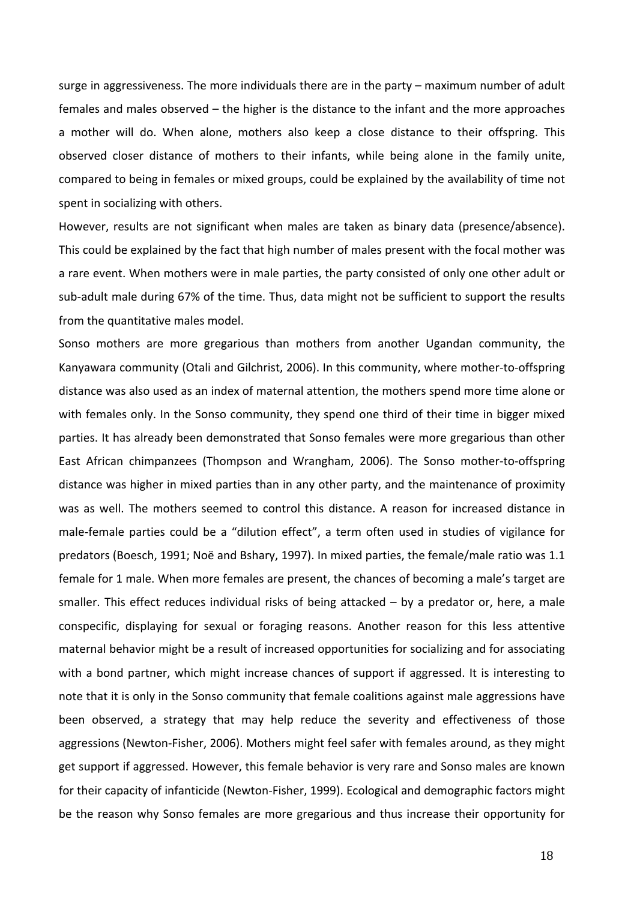surge in aggressiveness. The more individuals there are in the party – maximum number of adult females and males observed – the higher is the distance to the infant and the more approaches a mother will do. When alone, mothers also keep a close distance to their offspring. This observed closer distance of mothers to their infants, while being alone in the family unite, compared to being in females or mixed groups, could be explained by the availability of time not spent in socializing with others.

However, results are not significant when males are taken as binary data (presence/absence). This could be explained by the fact that high number of males present with the focal mother was a rare event. When mothers were in male parties, the party consisted of only one other adult or sub-adult male during 67% of the time. Thus, data might not be sufficient to support the results from the quantitative males model.

Sonso mothers are more gregarious than mothers from another Ugandan community, the Kanyawara community (Otali and Gilchrist, 2006). In this community, where mother-to-offspring distance was also used as an index of maternal attention, the mothers spend more time alone or with females only. In the Sonso community, they spend one third of their time in bigger mixed parties. It has already been demonstrated that Sonso females were more gregarious than other East African chimpanzees (Thompson and Wrangham, 2006). The Sonso mother-to-offspring distance was higher in mixed parties than in any other party, and the maintenance of proximity was as well. The mothers seemed to control this distance. A reason for increased distance in male-female parties could be a "dilution effect", a term often used in studies of vigilance for predators (Boesch, 1991; Noë and Bshary, 1997). In mixed parties, the female/male ratio was 1.1 female for 1 male. When more females are present, the chances of becoming a male's target are smaller. This effect reduces individual risks of being attacked – by a predator or, here, a male conspecific, displaying for sexual or foraging reasons. Another reason for this less attentive maternal behavior might be a result of increased opportunities for socializing and for associating with a bond partner, which might increase chances of support if aggressed. It is interesting to note that it is only in the Sonso community that female coalitions against male aggressions have been observed, a strategy that may help reduce the severity and effectiveness of those aggressions (Newton-Fisher, 2006). Mothers might feel safer with females around, as they might get support if aggressed. However, this female behavior is very rare and Sonso males are known for their capacity of infanticide (Newton-Fisher, 1999). Ecological and demographic factors might be the reason why Sonso females are more gregarious and thus increase their opportunity for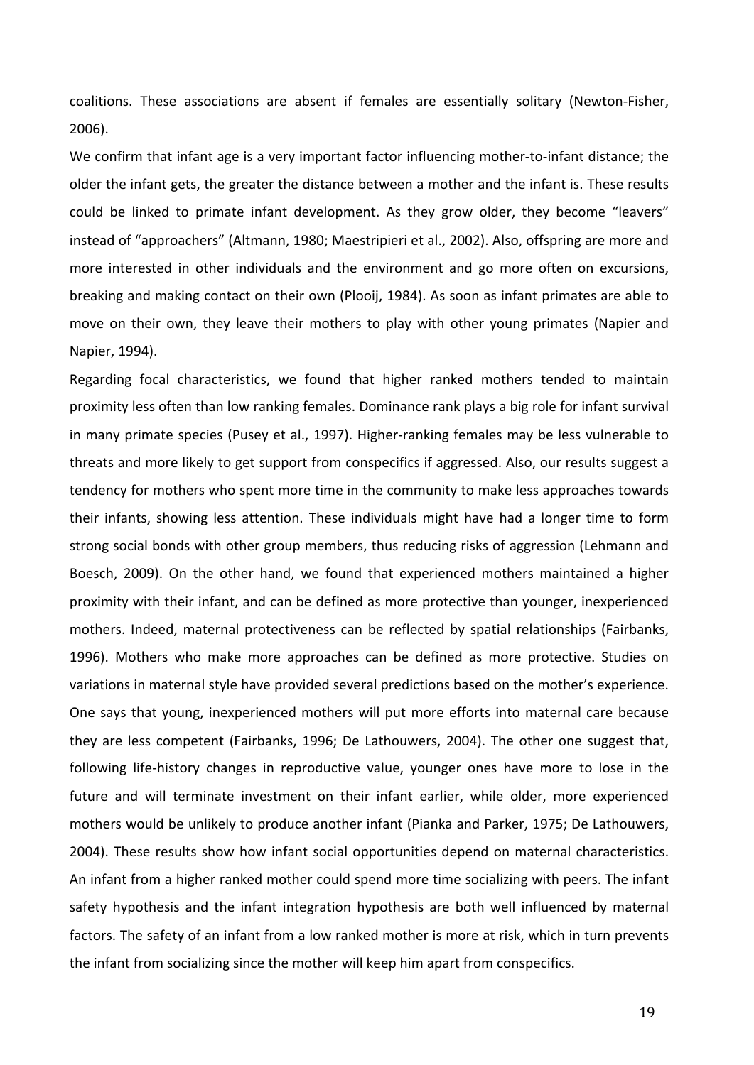coalitions. These associations are absent if females are essentially solitary (Newton-Fisher, 2006).

We confirm that infant age is a very important factor influencing mother-to-infant distance; the older the infant gets, the greater the distance between a mother and the infant is. These results could be linked to primate infant development. As they grow older, they become "leavers" instead of "approachers" (Altmann, 1980; Maestripieri et al., 2002). Also, offspring are more and more interested in other individuals and the environment and go more often on excursions, breaking and making contact on their own (Plooij, 1984). As soon as infant primates are able to move on their own, they leave their mothers to play with other young primates (Napier and Napier, 1994).

Regarding focal characteristics, we found that higher ranked mothers tended to maintain proximity less often than low ranking females. Dominance rank plays a big role for infant survival in many primate species (Pusey et al., 1997). Higher-ranking females may be less vulnerable to threats and more likely to get support from conspecifics if aggressed. Also, our results suggest a tendency for mothers who spent more time in the community to make less approaches towards their infants, showing less attention. These individuals might have had a longer time to form strong social bonds with other group members, thus reducing risks of aggression (Lehmann and Boesch, 2009). On the other hand, we found that experienced mothers maintained a higher proximity with their infant, and can be defined as more protective than younger, inexperienced mothers. Indeed, maternal protectiveness can be reflected by spatial relationships (Fairbanks, 1996). Mothers who make more approaches can be defined as more protective. Studies on variations in maternal style have provided several predictions based on the mother's experience. One says that young, inexperienced mothers will put more efforts into maternal care because they are less competent (Fairbanks, 1996; De Lathouwers, 2004). The other one suggest that, following life-history changes in reproductive value, younger ones have more to lose in the future and will terminate investment on their infant earlier, while older, more experienced mothers would be unlikely to produce another infant (Pianka and Parker, 1975; De Lathouwers, 2004). These results show how infant social opportunities depend on maternal characteristics. An infant from a higher ranked mother could spend more time socializing with peers. The infant safety hypothesis and the infant integration hypothesis are both well influenced by maternal factors. The safety of an infant from a low ranked mother is more at risk, which in turn prevents the infant from socializing since the mother will keep him apart from conspecifics.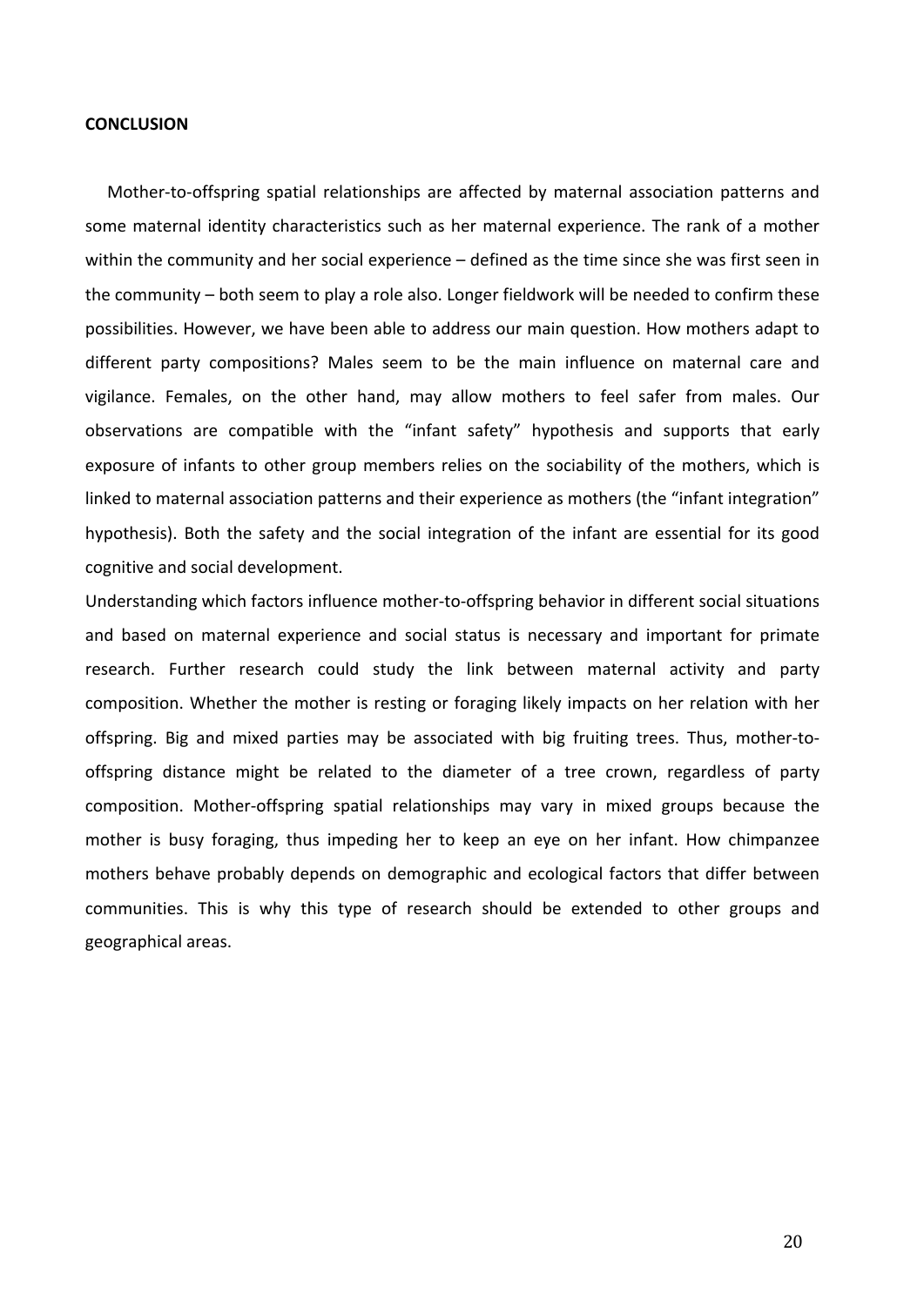**CONCLUSION**

Mother-to-offspring spatial relationships are affected by maternal association patterns and some maternal identity characteristics such as her maternal experience. The rank of a mother within the community and her social experience – defined as the time since she was first seen in the community – both seem to play a role also. Longer fieldwork will be needed to confirm these possibilities. However, we have been able to address our main question. How mothers adapt to different party compositions? Males seem to be the main influence on maternal care and vigilance. Females, on the other hand, may allow mothers to feel safer from males. Our observations are compatible with the "infant safety" hypothesis and supports that early exposure of infants to other group members relies on the sociability of the mothers, which is linked to maternal association patterns and their experience as mothers (the "infant integration" hypothesis). Both the safety and the social integration of the infant are essential for its good cognitive and social development.

Understanding which factors influence mother-to-offspring behavior in different social situations and based on maternal experience and social status is necessary and important for primate research. Further research could study the link between maternal activity and party composition. Whether the mother is resting or foraging likely impacts on her relation with her offspring. Big and mixed parties may be associated with big fruiting trees. Thus, mother-to-offspring distance might be related to the diameter of a tree crown, regardless of party composition. Mother-offspring spatial relationships may vary in mixed groups because the mother is busy foraging, thus impeding her to keep an eye on her infant. How chimpanzee mothers behave probably depends on demographic and ecological factors that differ between communities. This is why this type of research should be extended to other groups and geographical areas.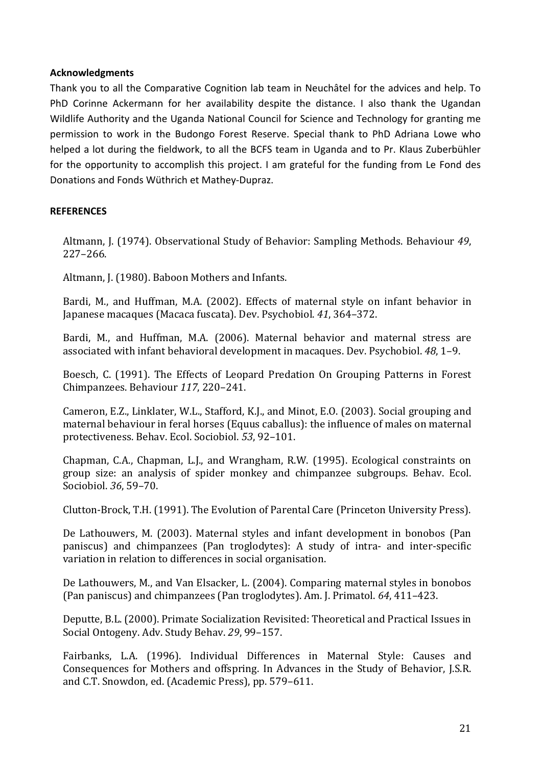**Acknowledgments**

Thank you to all the Comparative Cognition lab team in Neuchâtel for the advices and help. To PhD Corinne Ackermann for her availability despite the distance. I also thank the Ugandan Wildlife Authority and the Uganda National Council for Science and Technology for granting me permission to work in the Budongo Forest Reserve. Special thank to PhD Adriana Lowe who helped a lot during the fieldwork, to all the BCFS team in Uganda and to Pr. Klaus Zuberbühler for the opportunity to accomplish this project. I am grateful for the funding from Le Fond des Donations and Fonds Wüthrich et Mathey-Dupraz.

**REFERENCES**

Altmann, J. (1974). Observational Study of Behavior: Sampling Methods. Behaviour *49*, 227–266.

Altmann, J. (1980). Baboon Mothers and Infants.

Bardi, M., and Huffman, M.A. (2002). Effects of maternal style on infant behavior in Japanese macaques (Macaca fuscata). Dev. Psychobiol. *41*, 364–372.

Bardi, M., and Huffman, M.A. (2006). Maternal behavior and maternal stress are associated with infant behavioral development in macaques. Dev. Psychobiol. *48*, 1–9.

Boesch, C. (1991). The Effects of Leopard Predation On Grouping Patterns in Forest Chimpanzees. Behaviour *117*, 220–241.

Cameron, E.Z., Linklater, W.L., Stafford, K.J., and Minot, E.O. (2003). Social grouping and maternal behaviour in feral horses (Equus caballus): the influence of males on maternal protectiveness. Behav. Ecol. Sociobiol. *53*, 92–101.

Chapman, C.A., Chapman, L.J., and Wrangham, R.W. (1995). Ecological constraints on group size: an analysis of spider monkey and chimpanzee subgroups. Behav. Ecol. Sociobiol. *36*, 59–70.

Clutton-Brock, T.H. (1991). The Evolution of Parental Care (Princeton University Press).

De Lathouwers, M. (2003). Maternal styles and infant development in bonobos (Pan paniscus) and chimpanzees (Pan troglodytes): A study of intra- and inter-specific variation in relation to differences in social organisation.

De Lathouwers, M., and Van Elsacker, L. (2004). Comparing maternal styles in bonobos (Pan paniscus) and chimpanzees (Pan troglodytes). Am. J. Primatol. *64*, 411–423.

Deputte, B.L. (2000). Primate Socialization Revisited: Theoretical and Practical Issues in Social Ontogeny. Adv. Study Behav. *29*, 99–157.

Fairbanks, L.A. (1996). Individual Differences in Maternal Style: Causes and Consequences for Mothers and offspring. In Advances in the Study of Behavior, J.S.R. and C.T. Snowdon, ed. (Academic Press), pp. 579–611.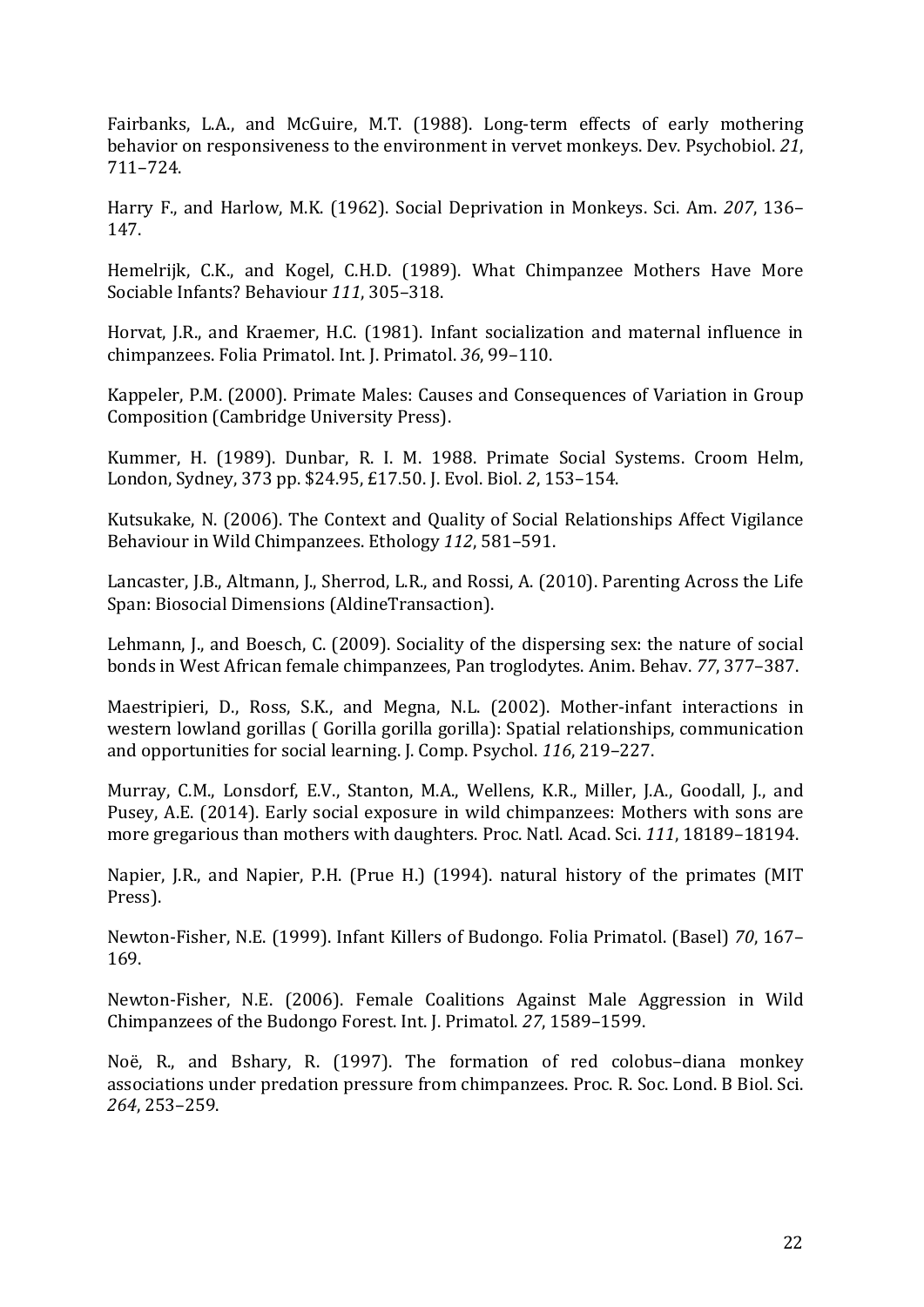Fairbanks, L.A., and McGuire, M.T. (1988). Long-term effects of early mothering behavior on responsiveness to the environment in vervet monkeys. Dev. Psychobiol. *21*, 711–724.

Harry F., and Harlow, M.K. (1962). Social Deprivation in Monkeys. Sci. Am. *207*, 136–147.

Hemelrijk, C.K., and Kogel, C.H.D. (1989). What Chimpanzee Mothers Have More Sociable Infants? Behaviour *111*, 305–318.

Horvat, J.R., and Kraemer, H.C. (1981). Infant socialization and maternal influence in chimpanzees. Folia Primatol. Int. J. Primatol. *36*, 99–110.

Kappeler, P.M. (2000). Primate Males: Causes and Consequences of Variation in Group Composition (Cambridge University Press).

Kummer, H. (1989). Dunbar, R. I. M. 1988. Primate Social Systems. Croom Helm, London, Sydney, 373 pp. $24.95, £17.50. J. Evol. Biol. *2*, 153–154.

Kutsukake, N. (2006). The Context and Quality of Social Relationships Affect Vigilance Behaviour in Wild Chimpanzees. Ethology *112*, 581–591.

Lancaster, J.B., Altmann, J., Sherrod, L.R., and Rossi, A. (2010). Parenting Across the Life Span: Biosocial Dimensions (AldineTransaction).

Lehmann, J., and Boesch, C. (2009). Sociality of the dispersing sex: the nature of social bonds in West African female chimpanzees, Pan troglodytes. Anim. Behav. *77*, 377–387.

Maestripieri, D., Ross, S.K., and Megna, N.L. (2002). Mother-infant interactions in western lowland gorillas ( Gorilla gorilla gorilla): Spatial relationships, communication and opportunities for social learning. J. Comp. Psychol. *116*, 219–227.

Murray, C.M., Lonsdorf, E.V., Stanton, M.A., Wellens, K.R., Miller, J.A., Goodall, J., and Pusey, A.E. (2014). Early social exposure in wild chimpanzees: Mothers with sons are more gregarious than mothers with daughters. Proc. Natl. Acad. Sci. *111*, 18189–18194.

Napier, J.R., and Napier, P.H. (Prue H.) (1994). natural history of the primates (MIT Press).

Newton-Fisher, N.E. (1999). Infant Killers of Budongo. Folia Primatol. (Basel) *70*, 167–169.

Newton-Fisher, N.E. (2006). Female Coalitions Against Male Aggression in Wild Chimpanzees of the Budongo Forest. Int. J. Primatol. *27*, 1589–1599.

Noë, R., and Bshary, R. (1997). The formation of red colobus–diana monkey associations under predation pressure from chimpanzees. Proc. R. Soc. Lond. B Biol. Sci. *264*, 253–259.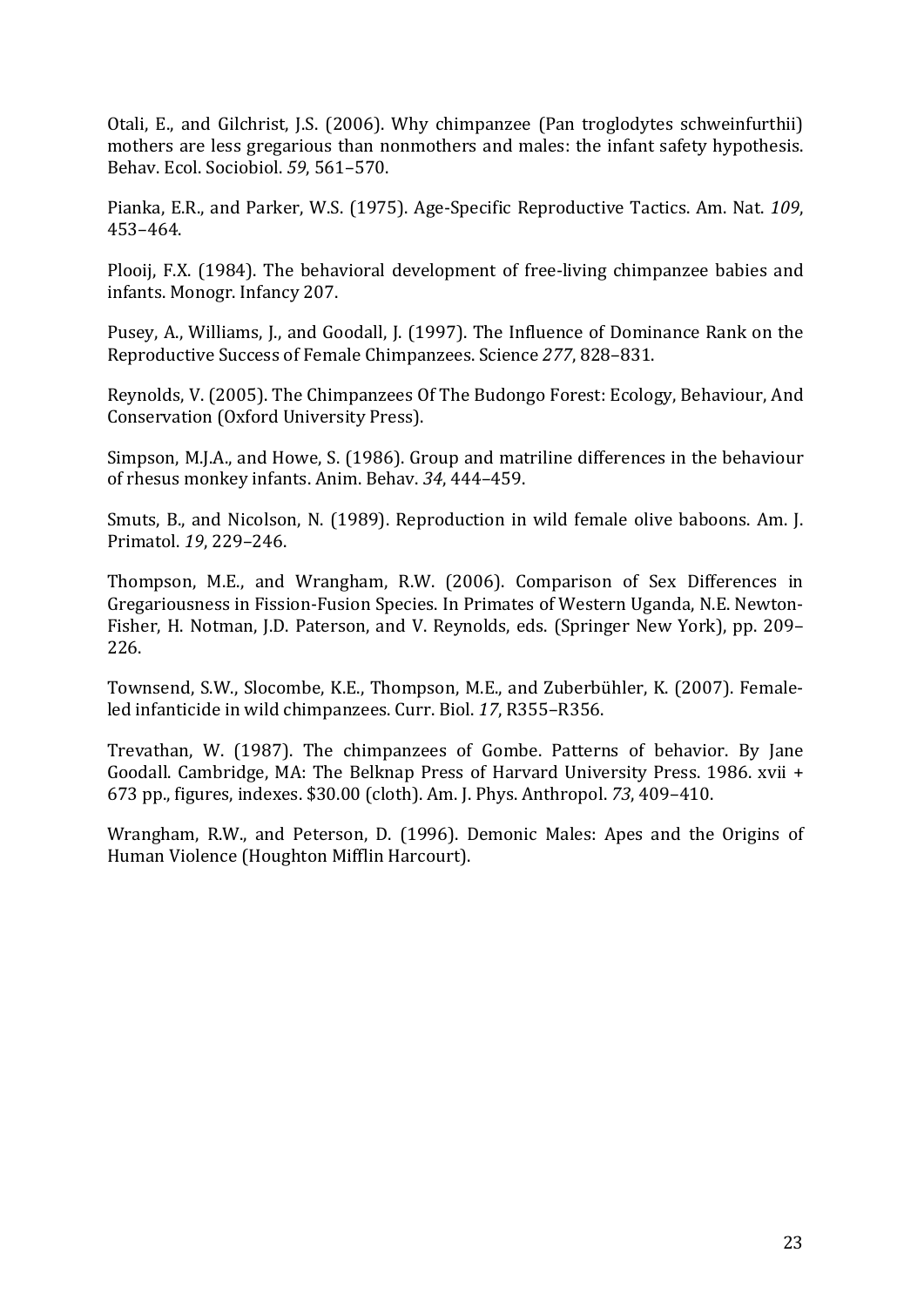Otali, E., and Gilchrist, J.S. (2006). Why chimpanzee (Pan troglodytes schweinfurthii) mothers are less gregarious than nonmothers and males: the infant safety hypothesis. Behav. Ecol. Sociobiol. *59*, 561–570.

Pianka, E.R., and Parker, W.S. (1975). Age-Specific Reproductive Tactics. Am. Nat. *109*, 453–464.

Plooij, F.X. (1984). The behavioral development of free-living chimpanzee babies and infants. Monogr. Infancy 207.

Pusey, A., Williams, J., and Goodall, J. (1997). The Influence of Dominance Rank on the Reproductive Success of Female Chimpanzees. Science *277*, 828–831.

Reynolds, V. (2005). The Chimpanzees Of The Budongo Forest: Ecology, Behaviour, And Conservation (Oxford University Press).

Simpson, M.J.A., and Howe, S. (1986). Group and matriline differences in the behaviour of rhesus monkey infants. Anim. Behav. *34*, 444–459.

Smuts, B., and Nicolson, N. (1989). Reproduction in wild female olive baboons. Am. J. Primatol. *19*, 229–246.

Thompson, M.E., and Wrangham, R.W. (2006). Comparison of Sex Differences in Gregariousness in Fission-Fusion Species. In Primates of Western Uganda, N.E. Newton-Fisher, H. Notman, J.D. Paterson, and V. Reynolds, eds. (Springer New York), pp. 209–226.

Townsend, S.W., Slocombe, K.E., Thompson, M.E., and Zuberbühler, K. (2007). Female-led infanticide in wild chimpanzees. Curr. Biol. *17*, R355–R356.

Trevathan, W. (1987). The chimpanzees of Gombe. Patterns of behavior. By Jane Goodall. Cambridge, MA: The Belknap Press of Harvard University Press. 1986. xvii + 673 pp., figures, indexes. $30.00 (cloth). Am. J. Phys. Anthropol. *73*, 409–410.

Wrangham, R.W., and Peterson, D. (1996). Demonic Males: Apes and the Origins of Human Violence (Houghton Mifflin Harcourt).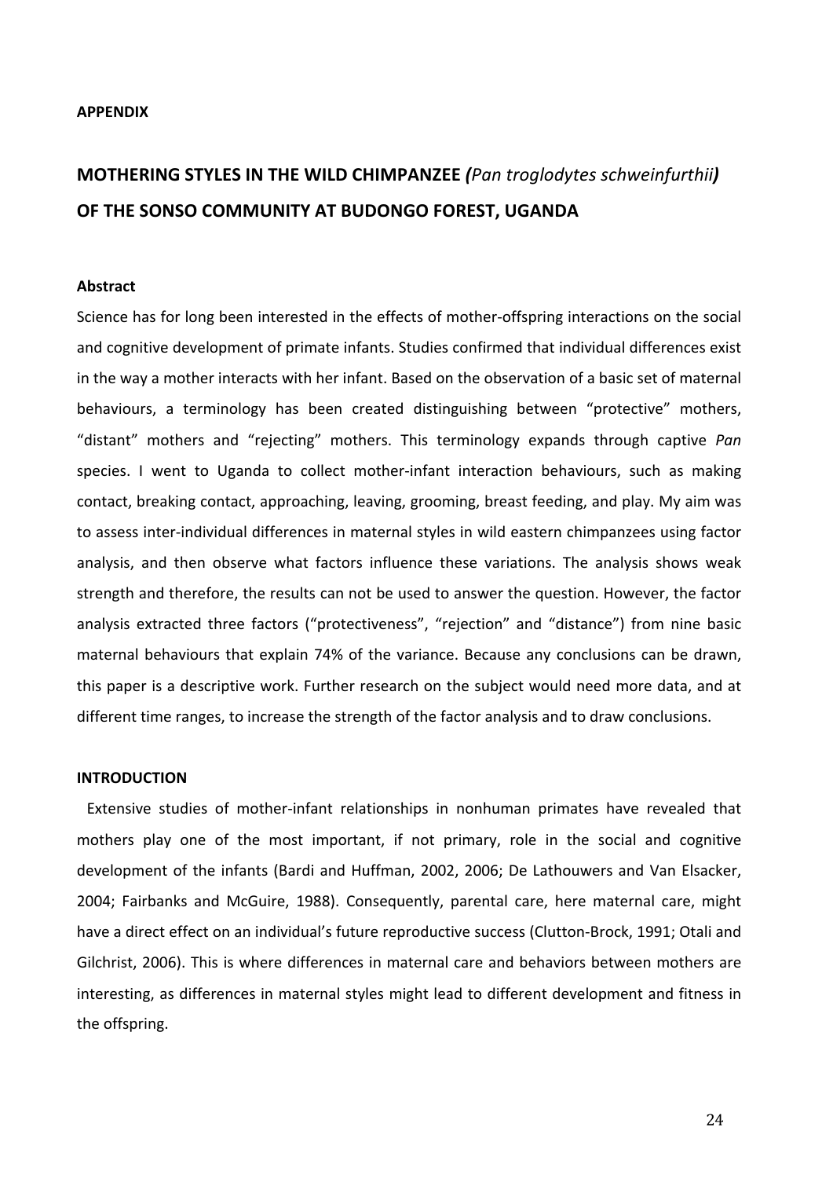**APPENDIX**

# MOTHERING STYLES IN THE WILD CHIMPANZEE *(Pan troglodytes schweinfurthii)* OF THE SONSO COMMUNITY AT BUDONGO FOREST, UGANDA

**Abstract**

Science has for long been interested in the effects of mother-offspring interactions on the social and cognitive development of primate infants. Studies confirmed that individual differences exist in the way a mother interacts with her infant. Based on the observation of a basic set of maternal behaviours, a terminology has been created distinguishing between "protective" mothers, "distant" mothers and "rejecting" mothers. This terminology expands through captive *Pan* species. I went to Uganda to collect mother-infant interaction behaviours, such as making contact, breaking contact, approaching, leaving, grooming, breast feeding, and play. My aim was to assess inter-individual differences in maternal styles in wild eastern chimpanzees using factor analysis, and then observe what factors influence these variations. The analysis shows weak strength and therefore, the results can not be used to answer the question. However, the factor analysis extracted three factors ("protectiveness", "rejection" and "distance") from nine basic maternal behaviours that explain 74% of the variance. Because any conclusions can be drawn, this paper is a descriptive work. Further research on the subject would need more data, and at different time ranges, to increase the strength of the factor analysis and to draw conclusions.

**INTRODUCTION**

Extensive studies of mother-infant relationships in nonhuman primates have revealed that mothers play one of the most important, if not primary, role in the social and cognitive development of the infants (Bardi and Huffman, 2002, 2006; De Lathouwers and Van Elsacker, 2004; Fairbanks and McGuire, 1988). Consequently, parental care, here maternal care, might have a direct effect on an individual's future reproductive success (Clutton-Brock, 1991; Otali and Gilchrist, 2006). This is where differences in maternal care and behaviors between mothers are interesting, as differences in maternal styles might lead to different development and fitness in the offspring.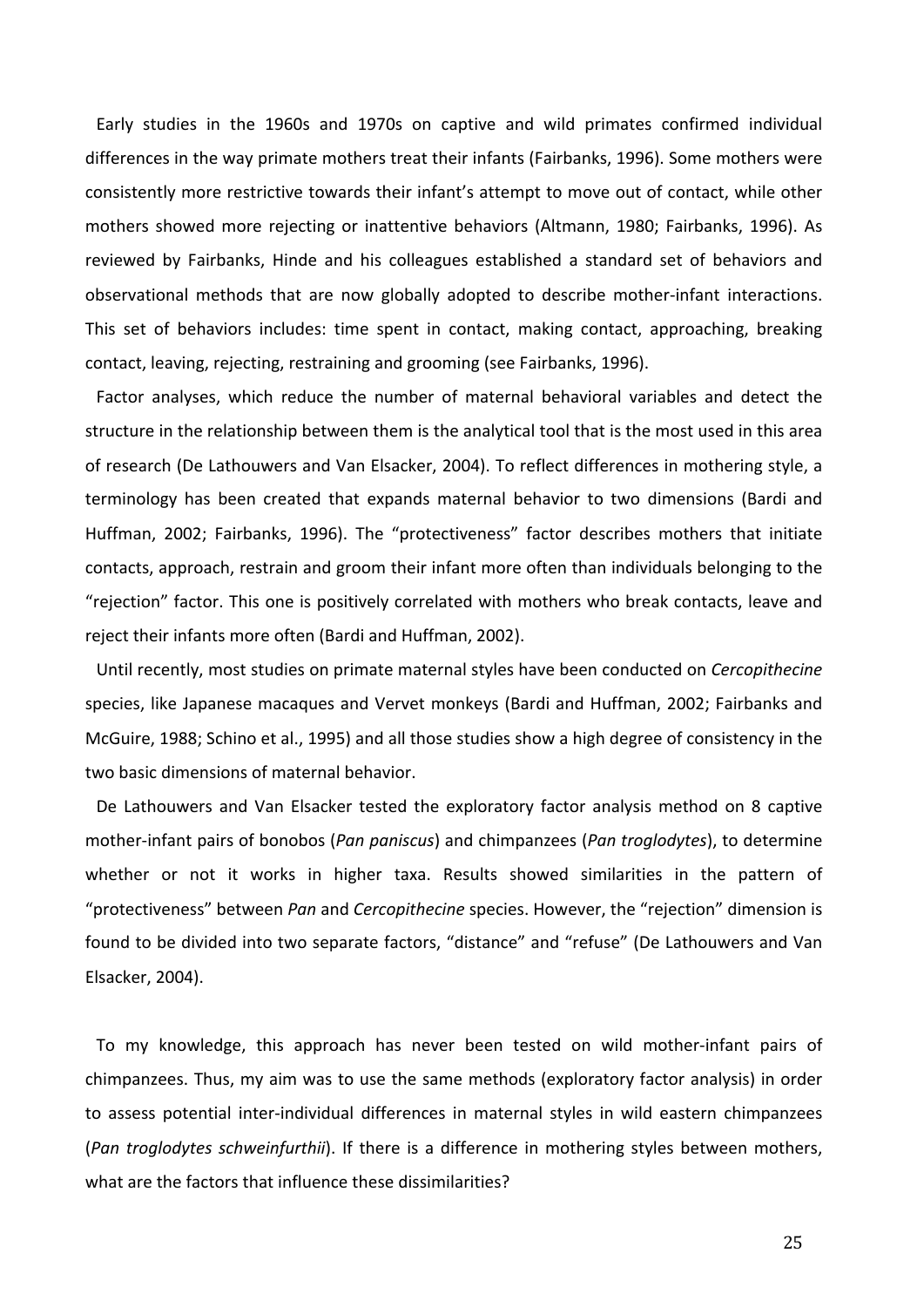Early studies in the 1960s and 1970s on captive and wild primates confirmed individual differences in the way primate mothers treat their infants (Fairbanks, 1996). Some mothers were consistently more restrictive towards their infant's attempt to move out of contact, while other mothers showed more rejecting or inattentive behaviors (Altmann, 1980; Fairbanks, 1996). As reviewed by Fairbanks, Hinde and his colleagues established a standard set of behaviors and observational methods that are now globally adopted to describe mother-infant interactions. This set of behaviors includes: time spent in contact, making contact, approaching, breaking contact, leaving, rejecting, restraining and grooming (see Fairbanks, 1996).

Factor analyses, which reduce the number of maternal behavioral variables and detect the structure in the relationship between them is the analytical tool that is the most used in this area of research (De Lathouwers and Van Elsacker, 2004). To reflect differences in mothering style, a terminology has been created that expands maternal behavior to two dimensions (Bardi and Huffman, 2002; Fairbanks, 1996). The "protectiveness" factor describes mothers that initiate contacts, approach, restrain and groom their infant more often than individuals belonging to the "rejection" factor. This one is positively correlated with mothers who break contacts, leave and reject their infants more often (Bardi and Huffman, 2002).

Until recently, most studies on primate maternal styles have been conducted on *Cercopithecine* species, like Japanese macaques and Vervet monkeys (Bardi and Huffman, 2002; Fairbanks and McGuire, 1988; Schino et al., 1995) and all those studies show a high degree of consistency in the two basic dimensions of maternal behavior.

De Lathouwers and Van Elsacker tested the exploratory factor analysis method on 8 captive mother-infant pairs of bonobos (*Pan paniscus*) and chimpanzees (*Pan troglodytes*), to determine whether or not it works in higher taxa. Results showed similarities in the pattern of "protectiveness" between *Pan* and *Cercopithecine* species. However, the "rejection" dimension is found to be divided into two separate factors, "distance" and "refuse" (De Lathouwers and Van Elsacker, 2004).

To my knowledge, this approach has never been tested on wild mother-infant pairs of chimpanzees. Thus, my aim was to use the same methods (exploratory factor analysis) in order to assess potential inter-individual differences in maternal styles in wild eastern chimpanzees (*Pan troglodytes schweinfurthii*). If there is a difference in mothering styles between mothers, what are the factors that influence these dissimilarities?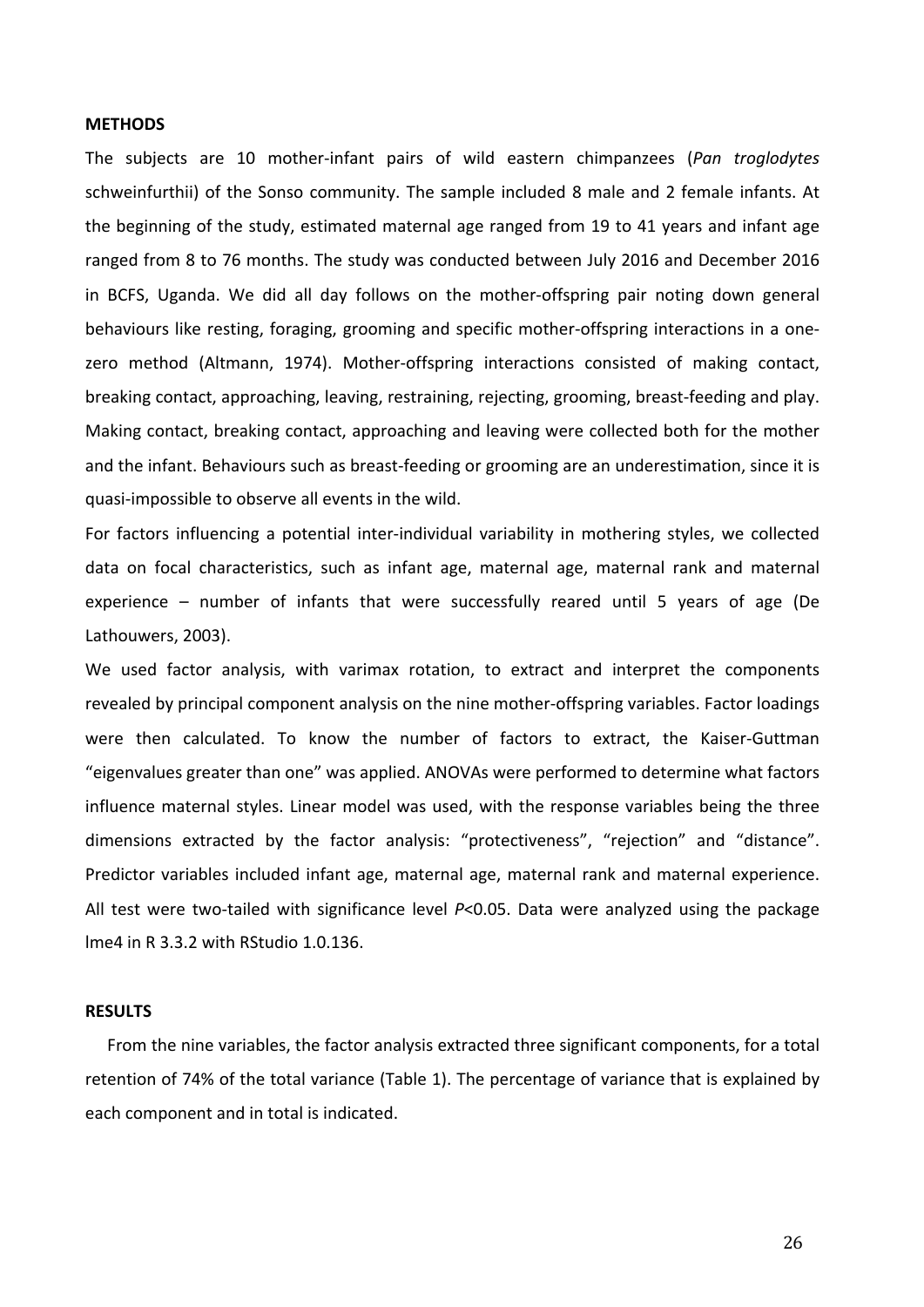**METHODS**

The subjects are 10 mother-infant pairs of wild eastern chimpanzees (*Pan troglodytes* schweinfurthii) of the Sonso community. The sample included 8 male and 2 female infants. At the beginning of the study, estimated maternal age ranged from 19 to 41 years and infant age ranged from 8 to 76 months. The study was conducted between July 2016 and December 2016 in BCFS, Uganda. We did all day follows on the mother-offspring pair noting down general behaviours like resting, foraging, grooming and specific mother-offspring interactions in a one-zero method (Altmann, 1974). Mother-offspring interactions consisted of making contact, breaking contact, approaching, leaving, restraining, rejecting, grooming, breast-feeding and play. Making contact, breaking contact, approaching and leaving were collected both for the mother and the infant. Behaviours such as breast-feeding or grooming are an underestimation, since it is quasi-impossible to observe all events in the wild.

For factors influencing a potential inter-individual variability in mothering styles, we collected data on focal characteristics, such as infant age, maternal age, maternal rank and maternal experience – number of infants that were successfully reared until 5 years of age (De Lathouwers, 2003).

We used factor analysis, with varimax rotation, to extract and interpret the components revealed by principal component analysis on the nine mother-offspring variables. Factor loadings were then calculated. To know the number of factors to extract, the Kaiser-Guttman "eigenvalues greater than one" was applied. ANOVAs were performed to determine what factors influence maternal styles. Linear model was used, with the response variables being the three dimensions extracted by the factor analysis: "protectiveness", "rejection" and "distance". Predictor variables included infant age, maternal age, maternal rank and maternal experience. All test were two-tailed with significance level $P<0.05$. Data were analyzed using the package lme4 in R 3.3.2 with RStudio 1.0.136.

**RESULTS**

From the nine variables, the factor analysis extracted three significant components, for a total retention of 74% of the total variance (Table 1). The percentage of variance that is explained by each component and in total is indicated.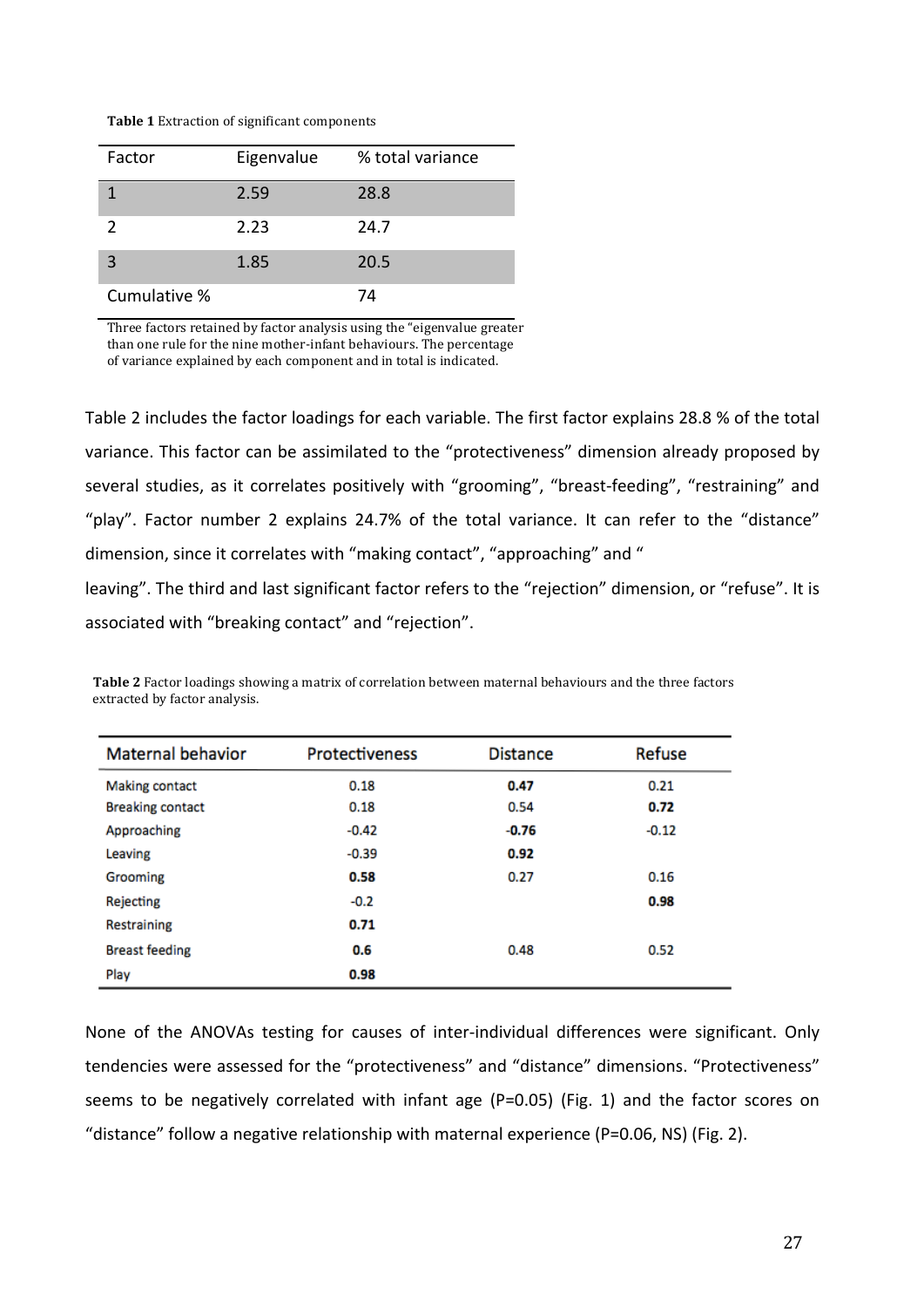**Table 1** Extraction of significant components

| Factor | Eigenvalue | % total variance |
|---|---|---|
| 1 | 2.59 | 28.8 |
| 2 | 2.23 | 24.7 |
| 3 | 1.85 | 20.5 |
| Cumulative % | | 74 |

Three factors retained by factor analysis using the "eigenvalue greater than one rule for the nine mother-infant behaviours. The percentage of variance explained by each component and in total is indicated.

Table 2 includes the factor loadings for each variable. The first factor explains 28.8 % of the total variance. This factor can be assimilated to the "protectiveness" dimension already proposed by several studies, as it correlates positively with "grooming", "breast-feeding", "restraining" and "play". Factor number 2 explains 24.7% of the total variance. It can refer to the "distance" dimension, since it correlates with "making contact", "approaching" and "
leaving". The third and last significant factor refers to the "rejection" dimension, or "refuse". It is associated with "breaking contact" and "rejection".

**Table 2** Factor loadings showing a matrix of correlation between maternal behaviours and the three factors extracted by factor analysis.

| Maternal behavior | Protectiveness | Distance | Refuse |
|---|---|---|---|
| Making contact | 0.18 | **0.47** | 0.21 |
| Breaking contact | 0.18 | 0.54 | **0.72** |
| Approaching | -0.42 | **-0.76** | -0.12 |
| Leaving | -0.39 | **0.92** | |
| Grooming | **0.58** | 0.27 | 0.16 |
| Rejecting | -0.2 | | **0.98** |
| Restraining | **0.71** | | |
| Breast feeding | **0.6** | 0.48 | 0.52 |
| Play | **0.98** | | |

None of the ANOVAs testing for causes of inter-individual differences were significant. Only tendencies were assessed for the "protectiveness" and "distance" dimensions. "Protectiveness" seems to be negatively correlated with infant age ($P=0.05$) (Fig. 1) and the factor scores on "distance" follow a negative relationship with maternal experience ($P=0.06$, NS) (Fig. 2).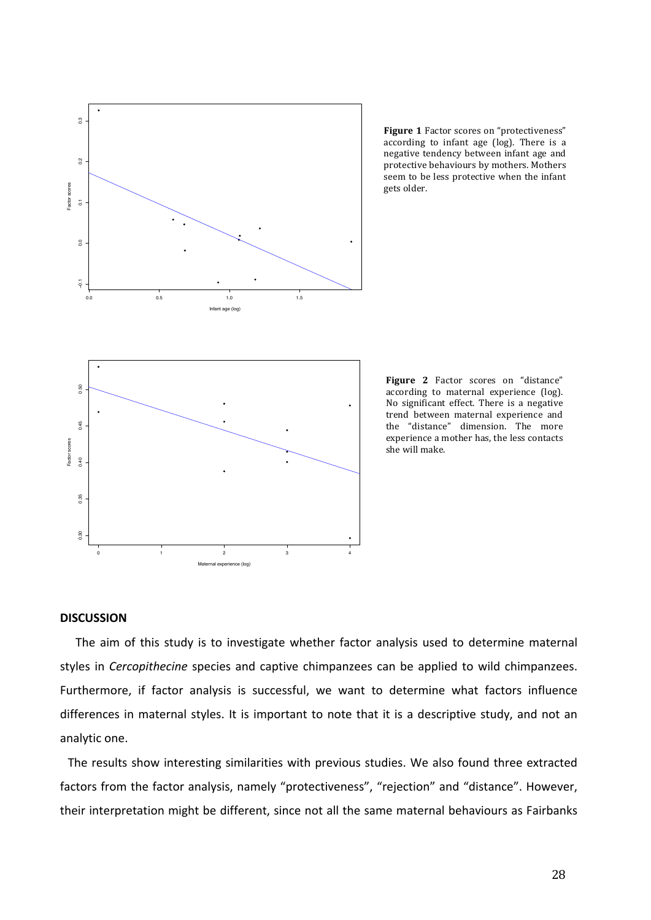**Figure 1** Factor scores on "protectiveness" according to infant age (log). There is a negative tendency between infant age and protective behaviours by mothers. Mothers seem to be less protective when the infant gets older.

**Figure 2** Factor scores on "distance" according to maternal experience (log). No significant effect. There is a negative trend between maternal experience and the "distance" dimension. The more experience a mother has, the less contacts she will make.

## DISCUSSION

The aim of this study is to investigate whether factor analysis used to determine maternal styles in *Cercopithecine* species and captive chimpanzees can be applied to wild chimpanzees. Furthermore, if factor analysis is successful, we want to determine what factors influence differences in maternal styles. It is important to note that it is a descriptive study, and not an analytic one.

The results show interesting similarities with previous studies. We also found three extracted factors from the factor analysis, namely "protectiveness", "rejection" and "distance". However, their interpretation might be different, since not all the same maternal behaviours as Fairbanks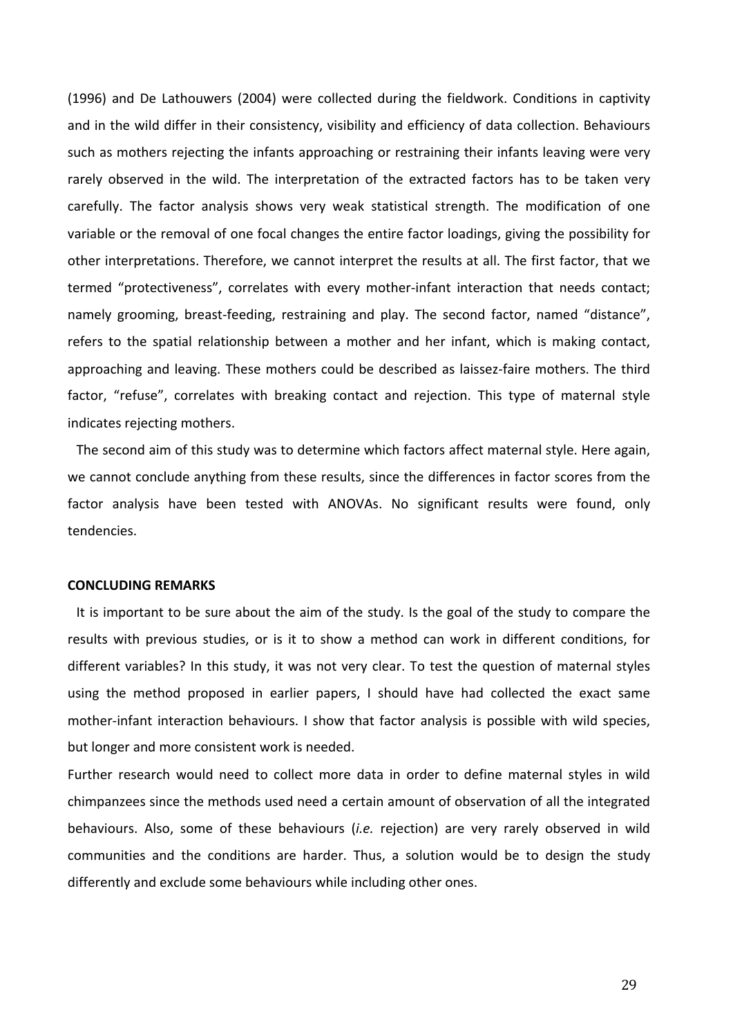(1996) and De Lathouwers (2004) were collected during the fieldwork. Conditions in captivity and in the wild differ in their consistency, visibility and efficiency of data collection. Behaviours such as mothers rejecting the infants approaching or restraining their infants leaving were very rarely observed in the wild. The interpretation of the extracted factors has to be taken very carefully. The factor analysis shows very weak statistical strength. The modification of one variable or the removal of one focal changes the entire factor loadings, giving the possibility for other interpretations. Therefore, we cannot interpret the results at all. The first factor, that we termed "protectiveness", correlates with every mother-infant interaction that needs contact; namely grooming, breast-feeding, restraining and play. The second factor, named "distance", refers to the spatial relationship between a mother and her infant, which is making contact, approaching and leaving. These mothers could be described as laissez-faire mothers. The third factor, "refuse", correlates with breaking contact and rejection. This type of maternal style indicates rejecting mothers.

The second aim of this study was to determine which factors affect maternal style. Here again, we cannot conclude anything from these results, since the differences in factor scores from the factor analysis have been tested with ANOVAs. No significant results were found, only tendencies.

## CONCLUDING REMARKS

It is important to be sure about the aim of the study. Is the goal of the study to compare the results with previous studies, or is it to show a method can work in different conditions, for different variables? In this study, it was not very clear. To test the question of maternal styles using the method proposed in earlier papers, I should have had collected the exact same mother-infant interaction behaviours. I show that factor analysis is possible with wild species, but longer and more consistent work is needed.

Further research would need to collect more data in order to define maternal styles in wild chimpanzees since the methods used need a certain amount of observation of all the integrated behaviours. Also, some of these behaviours (*i.e.* rejection) are very rarely observed in wild communities and the conditions are harder. Thus, a solution would be to design the study differently and exclude some behaviours while including other ones.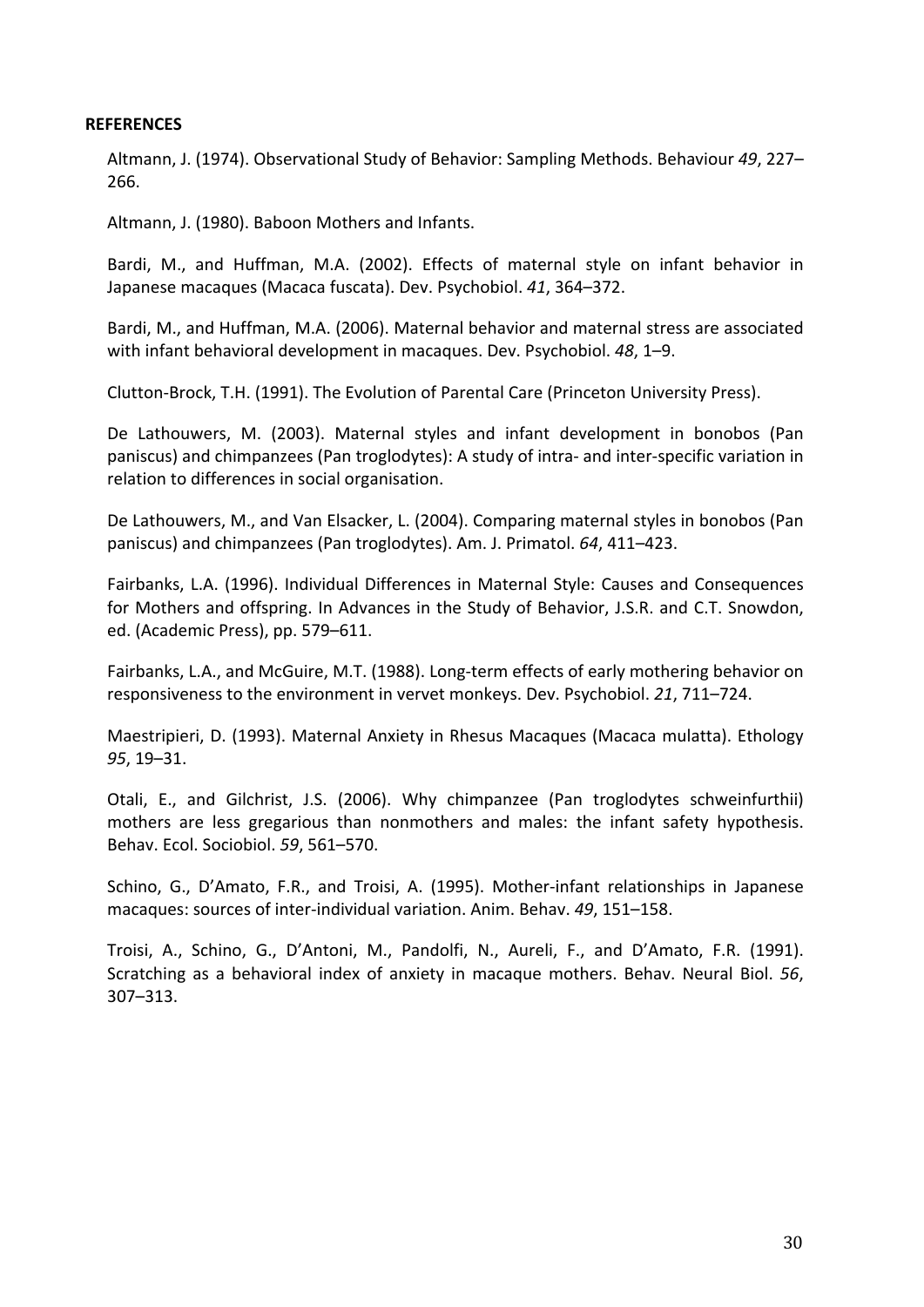**REFERENCES**

Altmann, J. (1974). Observational Study of Behavior: Sampling Methods. Behaviour *49*, 227–266.

Altmann, J. (1980). Baboon Mothers and Infants.

Bardi, M., and Huffman, M.A. (2002). Effects of maternal style on infant behavior in Japanese macaques (Macaca fuscata). Dev. Psychobiol. *41*, 364–372.

Bardi, M., and Huffman, M.A. (2006). Maternal behavior and maternal stress are associated with infant behavioral development in macaques. Dev. Psychobiol. *48*, 1–9.

Clutton-Brock, T.H. (1991). The Evolution of Parental Care (Princeton University Press).

De Lathouwers, M. (2003). Maternal styles and infant development in bonobos (Pan paniscus) and chimpanzees (Pan troglodytes): A study of intra- and inter-specific variation in relation to differences in social organisation.

De Lathouwers, M., and Van Elsacker, L. (2004). Comparing maternal styles in bonobos (Pan paniscus) and chimpanzees (Pan troglodytes). Am. J. Primatol. *64*, 411–423.

Fairbanks, L.A. (1996). Individual Differences in Maternal Style: Causes and Consequences for Mothers and offspring. In Advances in the Study of Behavior, J.S.R. and C.T. Snowdon, ed. (Academic Press), pp. 579–611.

Fairbanks, L.A., and McGuire, M.T. (1988). Long-term effects of early mothering behavior on responsiveness to the environment in vervet monkeys. Dev. Psychobiol. *21*, 711–724.

Maestripieri, D. (1993). Maternal Anxiety in Rhesus Macaques (Macaca mulatta). Ethology *95*, 19–31.

Otali, E., and Gilchrist, J.S. (2006). Why chimpanzee (Pan troglodytes schweinfurthii) mothers are less gregarious than nonmothers and males: the infant safety hypothesis. Behav. Ecol. Sociobiol. *59*, 561–570.

Schino, G., D'Amato, F.R., and Troisi, A. (1995). Mother-infant relationships in Japanese macaques: sources of inter-individual variation. Anim. Behav. *49*, 151–158.

Troisi, A., Schino, G., D'Antoni, M., Pandolfi, N., Aureli, F., and D'Amato, F.R. (1991). Scratching as a behavioral index of anxiety in macaque mothers. Behav. Neural Biol. *56*, 307–313.